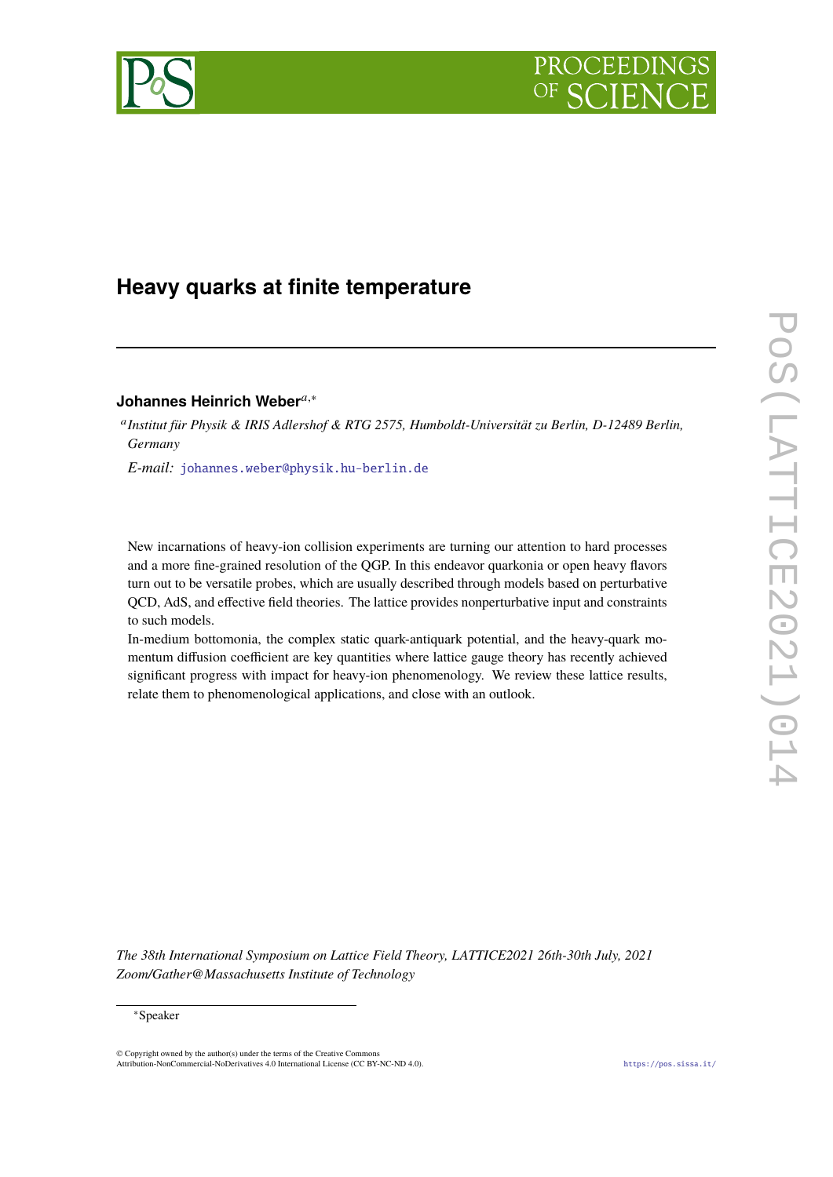# Heavy quarks at finite temperature

**Johannes Heinrich Weber**[a,*]

[a] *Institut für Physik & IRIS Adlershof & RTG 2575, Humboldt-Universität zu Berlin, D-12489 Berlin, Germany*

*E-mail:* johannes.weber@physik.hu-berlin.de

New incarnations of heavy-ion collision experiments are turning our attention to hard processes and a more fine-grained resolution of the QGP. In this endeavor quarkonia or open heavy flavors turn out to be versatile probes, which are usually described through models based on perturbative QCD, AdS, and effective field theories. The lattice provides nonperturbative input and constraints to such models.

In-medium bottomonia, the complex static quark-antiquark potential, and the heavy-quark momentum diffusion coefficient are key quantities where lattice gauge theory has recently achieved significant progress with impact for heavy-ion phenomenology. We review these lattice results, relate them to phenomenological applications, and close with an outlook.

*The 38th International Symposium on Lattice Field Theory, LATTICE2021 26th-30th July, 2021 Zoom/Gather@Massachusetts Institute of Technology*

*Speaker

© Copyright owned by the author(s) under the terms of the Creative Commons Attribution-NonCommercial-NoDerivatives 4.0 International License (CC BY-NC-ND 4.0).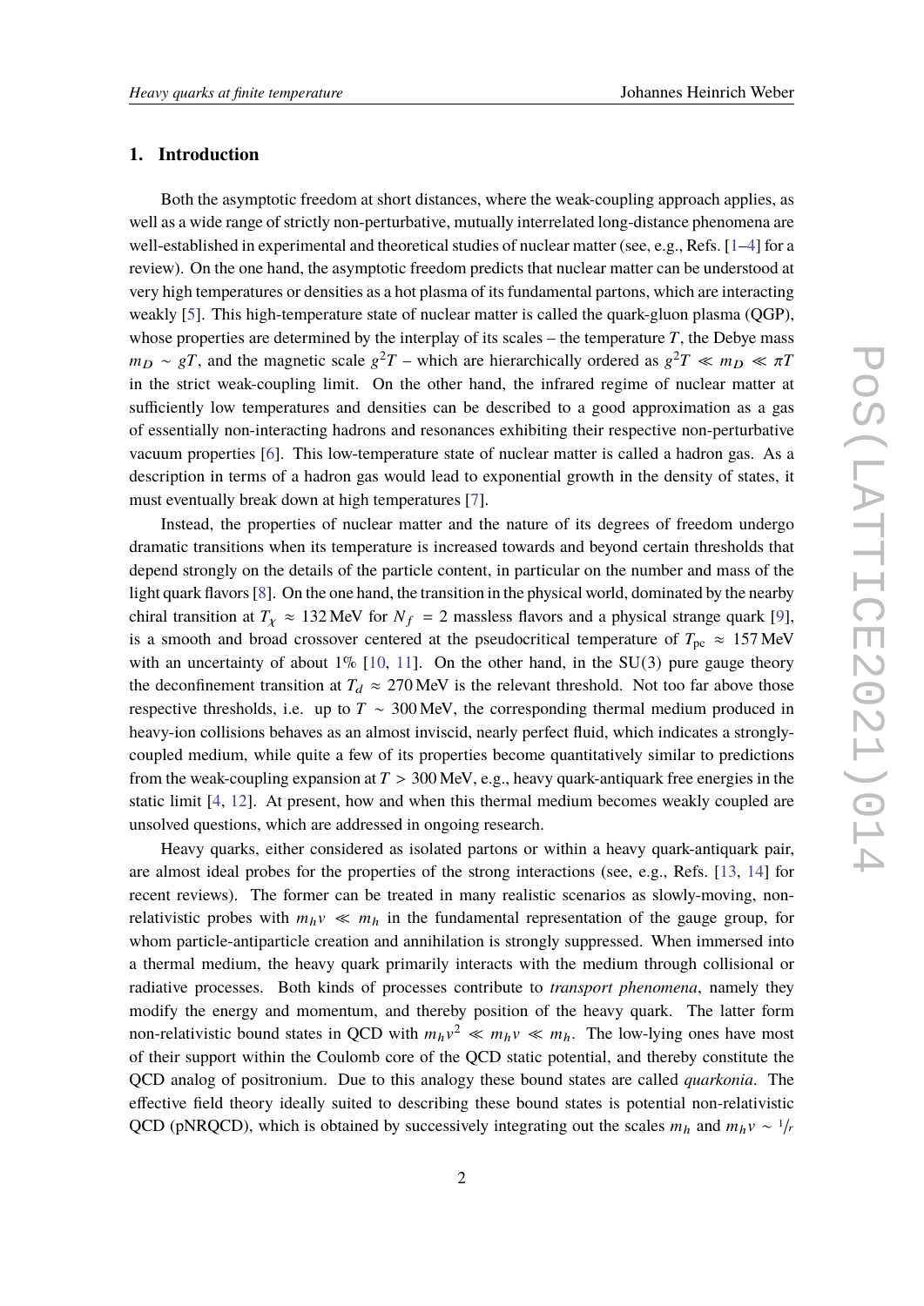## 1. Introduction

Both the asymptotic freedom at short distances, where the weak-coupling approach applies, as well as a wide range of strictly non-perturbative, mutually interrelated long-distance phenomena are well-established in experimental and theoretical studies of nuclear matter (see, e.g., Refs. [1–4] for a review). On the one hand, the asymptotic freedom predicts that nuclear matter can be understood at very high temperatures or densities as a hot plasma of its fundamental partons, which are interacting weakly [5]. This high-temperature state of nuclear matter is called the quark-gluon plasma (QGP), whose properties are determined by the interplay of its scales – the temperature $T$, the Debye mass $m_D \sim gT$, and the magnetic scale $g^2T$ – which are hierarchically ordered as $g^2T \ll m_D \ll \pi T$ in the strict weak-coupling limit. On the other hand, the infrared regime of nuclear matter at sufficiently low temperatures and densities can be described to a good approximation as a gas of essentially non-interacting hadrons and resonances exhibiting their respective non-perturbative vacuum properties [6]. This low-temperature state of nuclear matter is called a hadron gas. As a description in terms of a hadron gas would lead to exponential growth in the density of states, it must eventually break down at high temperatures [7].

Instead, the properties of nuclear matter and the nature of its degrees of freedom undergo dramatic transitions when its temperature is increased towards and beyond certain thresholds that depend strongly on the details of the particle content, in particular on the number and mass of the light quark flavors [8]. On the one hand, the transition in the physical world, dominated by the nearby chiral transition at $T_\chi \approx 132\,\mathrm{MeV}$ for $N_f = 2$ massless flavors and a physical strange quark [9], is a smooth and broad crossover centered at the pseudocritical temperature of $T_{\mathrm{pc}} \approx 157\,\mathrm{MeV}$ with an uncertainty of about 1% [10, 11]. On the other hand, in the SU(3) pure gauge theory the deconfinement transition at $T_d \approx 270\,\mathrm{MeV}$ is the relevant threshold. Not too far above those respective thresholds, i.e. up to $T \sim 300\,\mathrm{MeV}$, the corresponding thermal medium produced in heavy-ion collisions behaves as an almost inviscid, nearly perfect fluid, which indicates a strongly-coupled medium, while quite a few of its properties become quantitatively similar to predictions from the weak-coupling expansion at $T > 300\,\mathrm{MeV}$, e.g., heavy quark-antiquark free energies in the static limit [4, 12]. At present, how and when this thermal medium becomes weakly coupled are unsolved questions, which are addressed in ongoing research.

Heavy quarks, either considered as isolated partons or within a heavy quark-antiquark pair, are almost ideal probes for the properties of the strong interactions (see, e.g., Refs. [13, 14] for recent reviews). The former can be treated in many realistic scenarios as slowly-moving, non-relativistic probes with $m_h v \ll m_h$ in the fundamental representation of the gauge group, for whom particle-antiparticle creation and annihilation is strongly suppressed. When immersed into a thermal medium, the heavy quark primarily interacts with the medium through collisional or radiative processes. Both kinds of processes contribute to *transport phenomena*, namely they modify the energy and momentum, and thereby position of the heavy quark. The latter form non-relativistic bound states in QCD with $m_h v^2 \ll m_h v \ll m_h$. The low-lying ones have most of their support within the Coulomb core of the QCD static potential, and thereby constitute the QCD analog of positronium. Due to this analogy these bound states are called *quarkonia*. The effective field theory ideally suited to describing these bound states is potential non-relativistic QCD (pNRQCD), which is obtained by successively integrating out the scales $m_h$ and $m_h v \sim 1/r$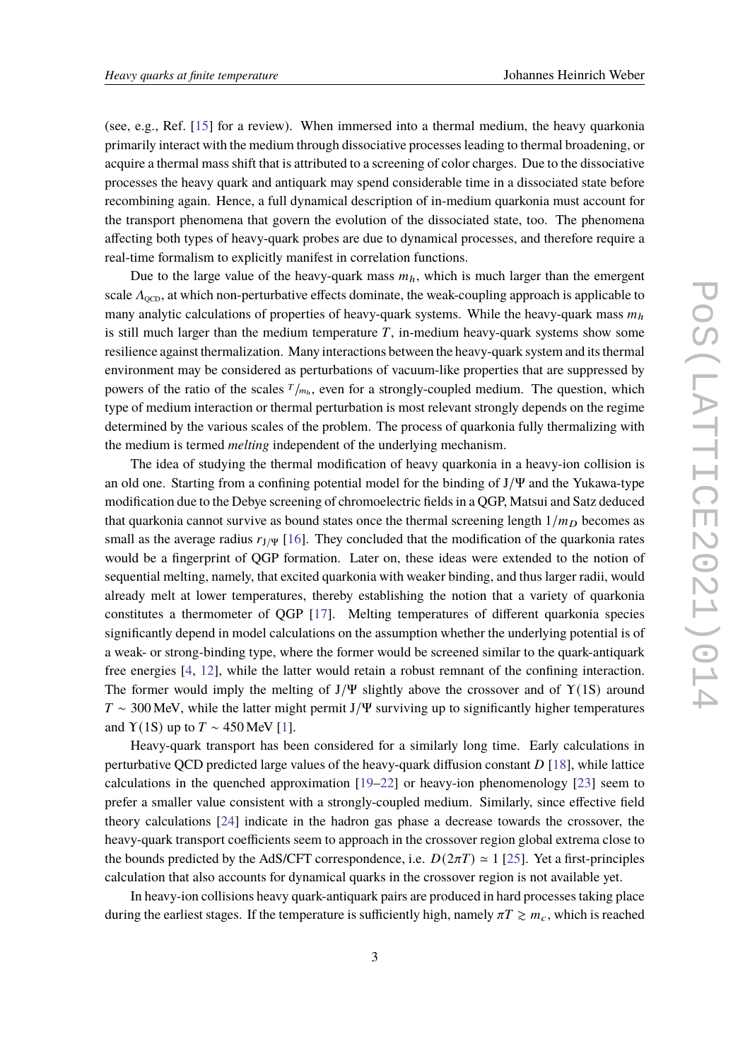(see, e.g., Ref. [15] for a review). When immersed into a thermal medium, the heavy quarkonia primarily interact with the medium through dissociative processes leading to thermal broadening, or acquire a thermal mass shift that is attributed to a screening of color charges. Due to the dissociative processes the heavy quark and antiquark may spend considerable time in a dissociated state before recombining again. Hence, a full dynamical description of in-medium quarkonia must account for the transport phenomena that govern the evolution of the dissociated state, too. The phenomena affecting both types of heavy-quark probes are due to dynamical processes, and therefore require a real-time formalism to explicitly manifest in correlation functions.

Due to the large value of the heavy-quark mass $m_h$, which is much larger than the emergent scale $\Lambda_{\rm QCD}$, at which non-perturbative effects dominate, the weak-coupling approach is applicable to many analytic calculations of properties of heavy-quark systems. While the heavy-quark mass $m_h$ is still much larger than the medium temperature $T$, in-medium heavy-quark systems show some resilience against thermalization. Many interactions between the heavy-quark system and its thermal environment may be considered as perturbations of vacuum-like properties that are suppressed by powers of the ratio of the scales $T/m_h$, even for a strongly-coupled medium. The question, which type of medium interaction or thermal perturbation is most relevant strongly depends on the regime determined by the various scales of the problem. The process of quarkonia fully thermalizing with the medium is termed *melting* independent of the underlying mechanism.

The idea of studying the thermal modification of heavy quarkonia in a heavy-ion collision is an old one. Starting from a confining potential model for the binding of J/$\Psi$ and the Yukawa-type modification due to the Debye screening of chromoelectric fields in a QGP, Matsui and Satz deduced that quarkonia cannot survive as bound states once the thermal screening length $1/m_D$ becomes as small as the average radius $r_{J/\Psi}$ [16]. They concluded that the modification of the quarkonia rates would be a fingerprint of QGP formation. Later on, these ideas were extended to the notion of sequential melting, namely, that excited quarkonia with weaker binding, and thus larger radii, would already melt at lower temperatures, thereby establishing the notion that a variety of quarkonia constitutes a thermometer of QGP [17]. Melting temperatures of different quarkonia species significantly depend in model calculations on the assumption whether the underlying potential is of a weak- or strong-binding type, where the former would be screened similar to the quark-antiquark free energies [4, 12], while the latter would retain a robust remnant of the confining interaction. The former would imply the melting of J/$\Psi$ slightly above the crossover and of $\Upsilon$(1S) around $T \sim 300$ MeV, while the latter might permit J/$\Psi$ surviving up to significantly higher temperatures and $\Upsilon$(1S) up to $T \sim 450$ MeV [1].

Heavy-quark transport has been considered for a similarly long time. Early calculations in perturbative QCD predicted large values of the heavy-quark diffusion constant $D$ [18], while lattice calculations in the quenched approximation [19–22] or heavy-ion phenomenology [23] seem to prefer a smaller value consistent with a strongly-coupled medium. Similarly, since effective field theory calculations [24] indicate in the hadron gas phase a decrease towards the crossover, the heavy-quark transport coefficients seem to approach in the crossover region global extrema close to the bounds predicted by the AdS/CFT correspondence, i.e. $D(2\pi T) \simeq 1$ [25]. Yet a first-principles calculation that also accounts for dynamical quarks in the crossover region is not available yet.

In heavy-ion collisions heavy quark-antiquark pairs are produced in hard processes taking place during the earliest stages. If the temperature is sufficiently high, namely $\pi T \gtrsim m_c$, which is reached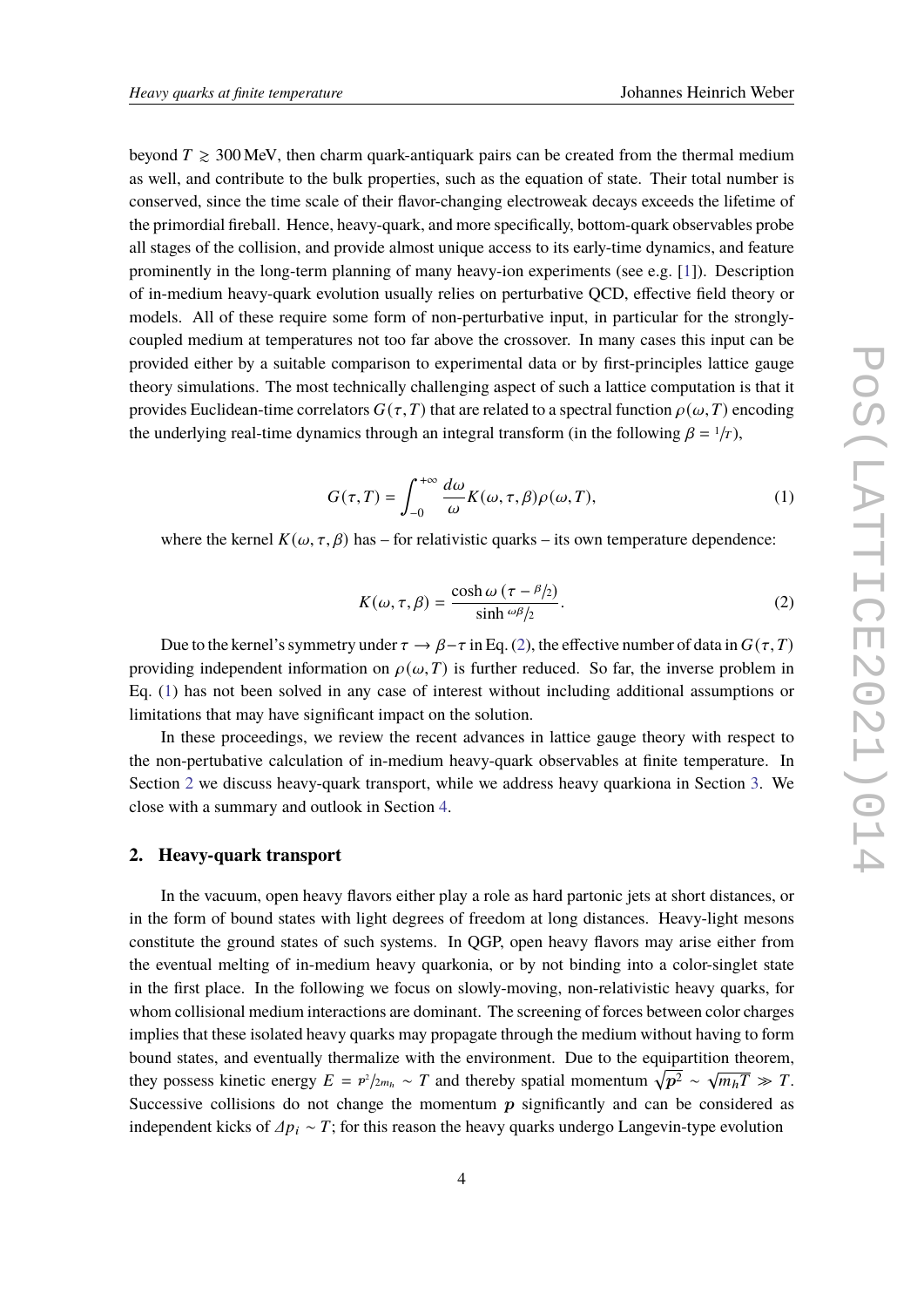beyond $T \gtrsim 300\,\text{MeV}$, then charm quark-antiquark pairs can be created from the thermal medium as well, and contribute to the bulk properties, such as the equation of state. Their total number is conserved, since the time scale of their flavor-changing electroweak decays exceeds the lifetime of the primordial fireball. Hence, heavy-quark, and more specifically, bottom-quark observables probe all stages of the collision, and provide almost unique access to its early-time dynamics, and feature prominently in the long-term planning of many heavy-ion experiments (see e.g. [1]). Description of in-medium heavy-quark evolution usually relies on perturbative QCD, effective field theory or models. All of these require some form of non-perturbative input, in particular for the strongly-coupled medium at temperatures not too far above the crossover. In many cases this input can be provided either by a suitable comparison to experimental data or by first-principles lattice gauge theory simulations. The most technically challenging aspect of such a lattice computation is that it provides Euclidean-time correlators $G(\tau, T)$ that are related to a spectral function $\rho(\omega, T)$ encoding the underlying real-time dynamics through an integral transform (in the following $\beta = {}^{1}\!/_{T}$),

$$G(\tau, T) = \int_{-0}^{+\infty} \frac{d\omega}{\omega} K(\omega, \tau, \beta) \rho(\omega, T), \tag{1}$$

where the kernel $K(\omega, \tau, \beta)$ has – for relativistic quarks – its own temperature dependence:

$$K(\omega, \tau, \beta) = \frac{\cosh \omega \left(\tau - {}^{\beta}\!/_{2}\right)}{\sinh {}^{\omega\beta}\!/_{2}}. \tag{2}$$

Due to the kernel's symmetry under $\tau \to \beta - \tau$ in Eq. (2), the effective number of data in $G(\tau, T)$ providing independent information on $\rho(\omega, T)$ is further reduced. So far, the inverse problem in Eq. (1) has not been solved in any case of interest without including additional assumptions or limitations that may have significant impact on the solution.

In these proceedings, we review the recent advances in lattice gauge theory with respect to the non-pertubative calculation of in-medium heavy-quark observables at finite temperature. In Section 2 we discuss heavy-quark transport, while we address heavy quarkiona in Section 3. We close with a summary and outlook in Section 4.

## 2. Heavy-quark transport

In the vacuum, open heavy flavors either play a role as hard partonic jets at short distances, or in the form of bound states with light degrees of freedom at long distances. Heavy-light mesons constitute the ground states of such systems. In QGP, open heavy flavors may arise either from the eventual melting of in-medium heavy quarkonia, or by not binding into a color-singlet state in the first place. In the following we focus on slowly-moving, non-relativistic heavy quarks, for whom collisional medium interactions are dominant. The screening of forces between color charges implies that these isolated heavy quarks may propagate through the medium without having to form bound states, and eventually thermalize with the environment. Due to the equipartition theorem, they possess kinetic energy $E = {}^{\boldsymbol{p}^2}\!/_{2m_h} \sim T$ and thereby spatial momentum $\sqrt{\boldsymbol{p}^2} \sim \sqrt{m_h T} \gg T$. Successive collisions do not change the momentum $\boldsymbol{p}$ significantly and can be considered as independent kicks of $\Delta p_i \sim T$; for this reason the heavy quarks undergo Langevin-type evolution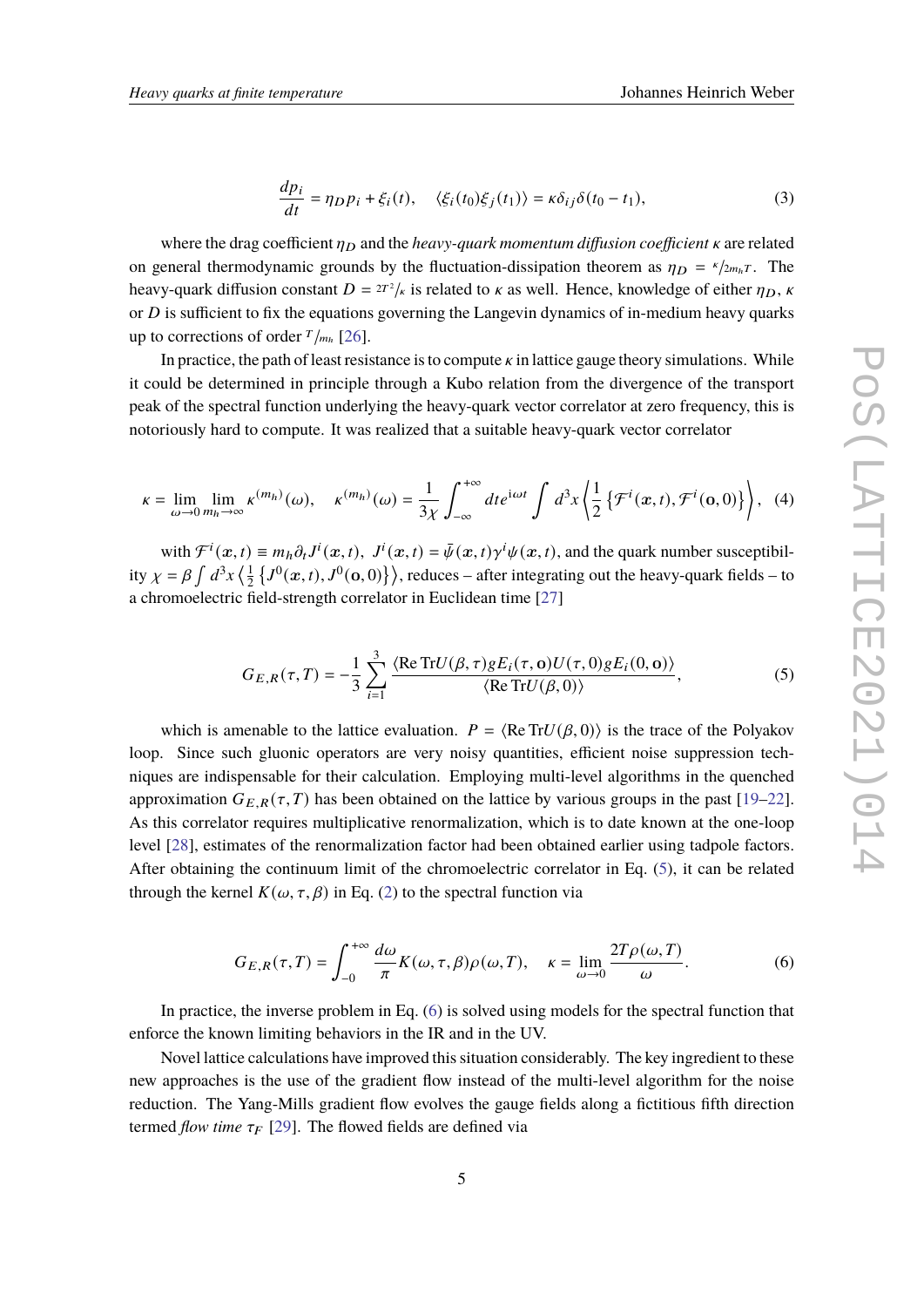$$\frac{dp_i}{dt} = \eta_D p_i + \xi_i(t), \quad \langle \xi_i(t_0)\xi_j(t_1)\rangle = \kappa\delta_{ij}\delta(t_0 - t_1), \tag{3}$$

where the drag coefficient $\eta_D$ and the *heavy-quark momentum diffusion coefficient* $\kappa$ are related on general thermodynamic grounds by the fluctuation-dissipation theorem as $\eta_D = {}^{\kappa}/_{2m_h T}$. The heavy-quark diffusion constant $D = {}^{2T^2}/_{\kappa}$ is related to $\kappa$ as well. Hence, knowledge of either $\eta_D$, $\kappa$ or $D$ is sufficient to fix the equations governing the Langevin dynamics of in-medium heavy quarks up to corrections of order ${}^{T}/_{m_h}$ [26].

In practice, the path of least resistance is to compute $\kappa$ in lattice gauge theory simulations. While it could be determined in principle through a Kubo relation from the divergence of the transport peak of the spectral function underlying the heavy-quark vector correlator at zero frequency, this is notoriously hard to compute. It was realized that a suitable heavy-quark vector correlator

$$\kappa = \lim_{\omega\to 0}\lim_{m_h\to\infty} \kappa^{(m_h)}(\omega), \quad \kappa^{(m_h)}(\omega) = \frac{1}{3\chi}\int_{-\infty}^{+\infty} dt e^{\mathrm{i}\omega t}\int d^3x \left\langle \frac{1}{2}\left\{\mathcal{F}^i(\boldsymbol{x},t), \mathcal{F}^i(\mathbf{o},0)\right\}\right\rangle, \tag{4}$$

with $\mathcal{F}^i(\boldsymbol{x},t) \equiv m_h\partial_t J^i(\boldsymbol{x},t)$, $J^i(\boldsymbol{x},t) = \bar{\psi}(\boldsymbol{x},t)\gamma^i\psi(\boldsymbol{x},t)$, and the quark number susceptibility $\chi = \beta\int d^3x \left\langle \frac{1}{2}\left\{J^0(\boldsymbol{x},t), J^0(\mathbf{o},0)\right\}\right\rangle$, reduces – after integrating out the heavy-quark fields – to a chromoelectric field-strength correlator in Euclidean time [27]

$$G_{E,R}(\tau,T) = -\frac{1}{3}\sum_{i=1}^{3}\frac{\langle \mathrm{Re\,Tr}U(\beta,\tau)gE_i(\tau,\mathbf{o})U(\tau,0)gE_i(0,\mathbf{o})\rangle}{\langle \mathrm{Re\,Tr}U(\beta,0)\rangle}, \tag{5}$$

which is amenable to the lattice evaluation. $P = \langle \mathrm{Re\,Tr}U(\beta,0)\rangle$ is the trace of the Polyakov loop. Since such gluonic operators are very noisy quantities, efficient noise suppression techniques are indispensable for their calculation. Employing multi-level algorithms in the quenched approximation $G_{E,R}(\tau,T)$ has been obtained on the lattice by various groups in the past [19–22]. As this correlator requires multiplicative renormalization, which is to date known at the one-loop level [28], estimates of the renormalization factor had been obtained earlier using tadpole factors. After obtaining the continuum limit of the chromoelectric correlator in Eq. (5), it can be related through the kernel $K(\omega,\tau,\beta)$ in Eq. (2) to the spectral function via

$$G_{E,R}(\tau,T) = \int_{-0}^{+\infty}\frac{d\omega}{\pi}K(\omega,\tau,\beta)\rho(\omega,T), \quad \kappa = \lim_{\omega\to 0}\frac{2T\rho(\omega,T)}{\omega}. \tag{6}$$

In practice, the inverse problem in Eq. (6) is solved using models for the spectral function that enforce the known limiting behaviors in the IR and in the UV.

Novel lattice calculations have improved this situation considerably. The key ingredient to these new approaches is the use of the gradient flow instead of the multi-level algorithm for the noise reduction. The Yang-Mills gradient flow evolves the gauge fields along a fictitious fifth direction termed *flow time* $\tau_F$ [29]. The flowed fields are defined via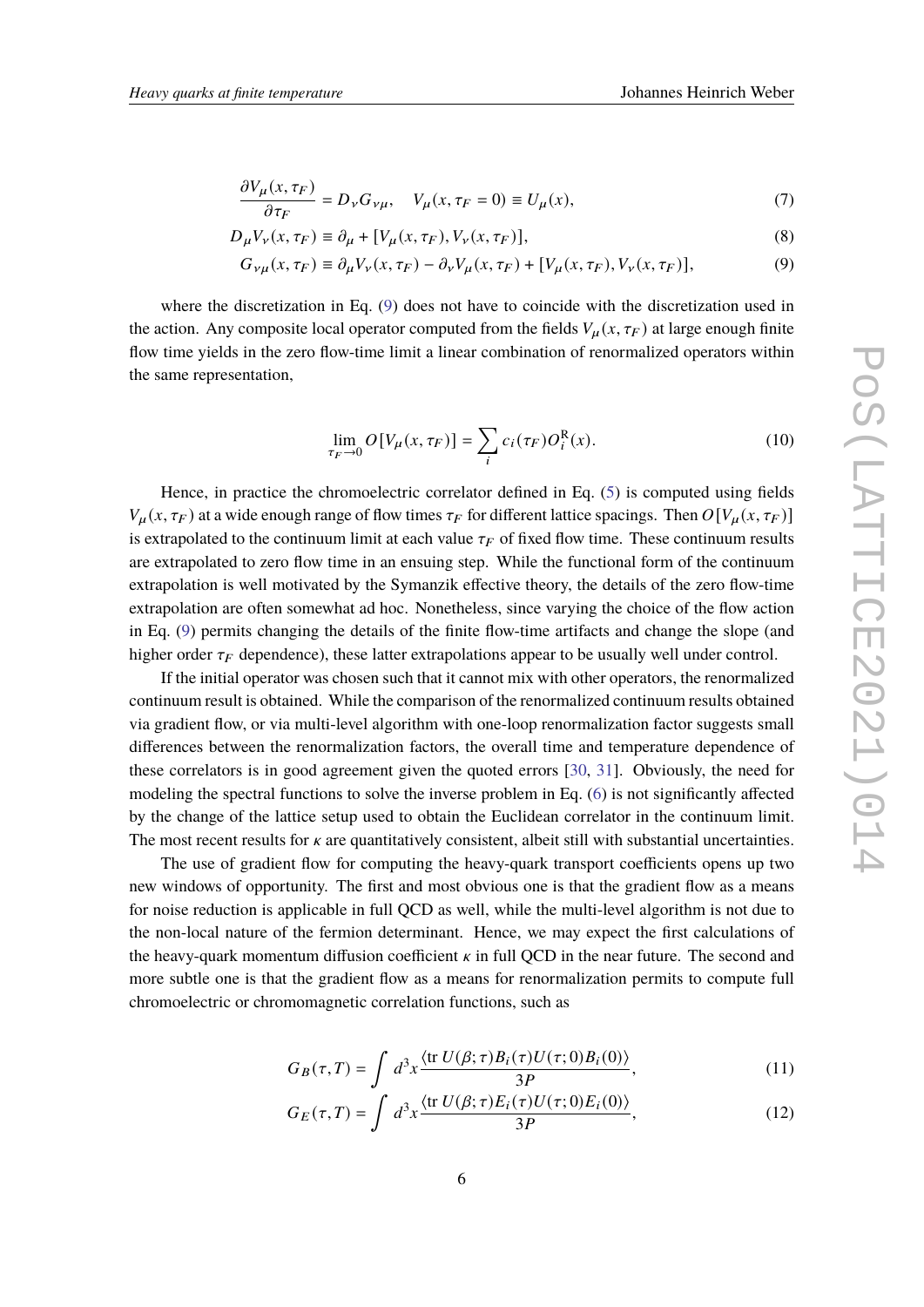$$\frac{\partial V_\mu(x,\tau_F)}{\partial \tau_F} = D_\nu G_{\nu\mu}, \quad V_\mu(x,\tau_F=0) \equiv U_\mu(x), \tag{7}$$

$$D_\mu V_\nu(x,\tau_F) \equiv \partial_\mu + [V_\mu(x,\tau_F), V_\nu(x,\tau_F)], \tag{8}$$

$$G_{\nu\mu}(x,\tau_F) \equiv \partial_\mu V_\nu(x,\tau_F) - \partial_\nu V_\mu(x,\tau_F) + [V_\mu(x,\tau_F), V_\nu(x,\tau_F)], \tag{9}$$

where the discretization in Eq. (9) does not have to coincide with the discretization used in the action. Any composite local operator computed from the fields $V_\mu(x,\tau_F)$ at large enough finite flow time yields in the zero flow-time limit a linear combination of renormalized operators within the same representation,

$$\lim_{\tau_F \to 0} O[V_\mu(x,\tau_F)] = \sum_i c_i(\tau_F) O_i^{\mathrm{R}}(x). \tag{10}$$

Hence, in practice the chromoelectric correlator defined in Eq. (5) is computed using fields $V_\mu(x,\tau_F)$ at a wide enough range of flow times $\tau_F$ for different lattice spacings. Then $O[V_\mu(x,\tau_F)]$ is extrapolated to the continuum limit at each value $\tau_F$ of fixed flow time. These continuum results are extrapolated to zero flow time in an ensuing step. While the functional form of the continuum extrapolation is well motivated by the Symanzik effective theory, the details of the zero flow-time extrapolation are often somewhat ad hoc. Nonetheless, since varying the choice of the flow action in Eq. (9) permits changing the details of the finite flow-time artifacts and change the slope (and higher order $\tau_F$ dependence), these latter extrapolations appear to be usually well under control.

If the initial operator was chosen such that it cannot mix with other operators, the renormalized continuum result is obtained. While the comparison of the renormalized continuum results obtained via gradient flow, or via multi-level algorithm with one-loop renormalization factor suggests small differences between the renormalization factors, the overall time and temperature dependence of these correlators is in good agreement given the quoted errors [30, 31]. Obviously, the need for modeling the spectral functions to solve the inverse problem in Eq. (6) is not significantly affected by the change of the lattice setup used to obtain the Euclidean correlator in the continuum limit. The most recent results for $\kappa$ are quantitatively consistent, albeit still with substantial uncertainties.

The use of gradient flow for computing the heavy-quark transport coefficients opens up two new windows of opportunity. The first and most obvious one is that the gradient flow as a means for noise reduction is applicable in full QCD as well, while the multi-level algorithm is not due to the non-local nature of the fermion determinant. Hence, we may expect the first calculations of the heavy-quark momentum diffusion coefficient $\kappa$ in full QCD in the near future. The second and more subtle one is that the gradient flow as a means for renormalization permits to compute full chromoelectric or chromomagnetic correlation functions, such as

$$G_B(\tau,T) = \int d^3x \frac{\langle \mathrm{tr}\, U(\beta;\tau) B_i(\tau) U(\tau;0) B_i(0) \rangle}{3P}, \tag{11}$$

$$G_E(\tau,T) = \int d^3x \frac{\langle \mathrm{tr}\, U(\beta;\tau) E_i(\tau) U(\tau;0) E_i(0) \rangle}{3P}, \tag{12}$$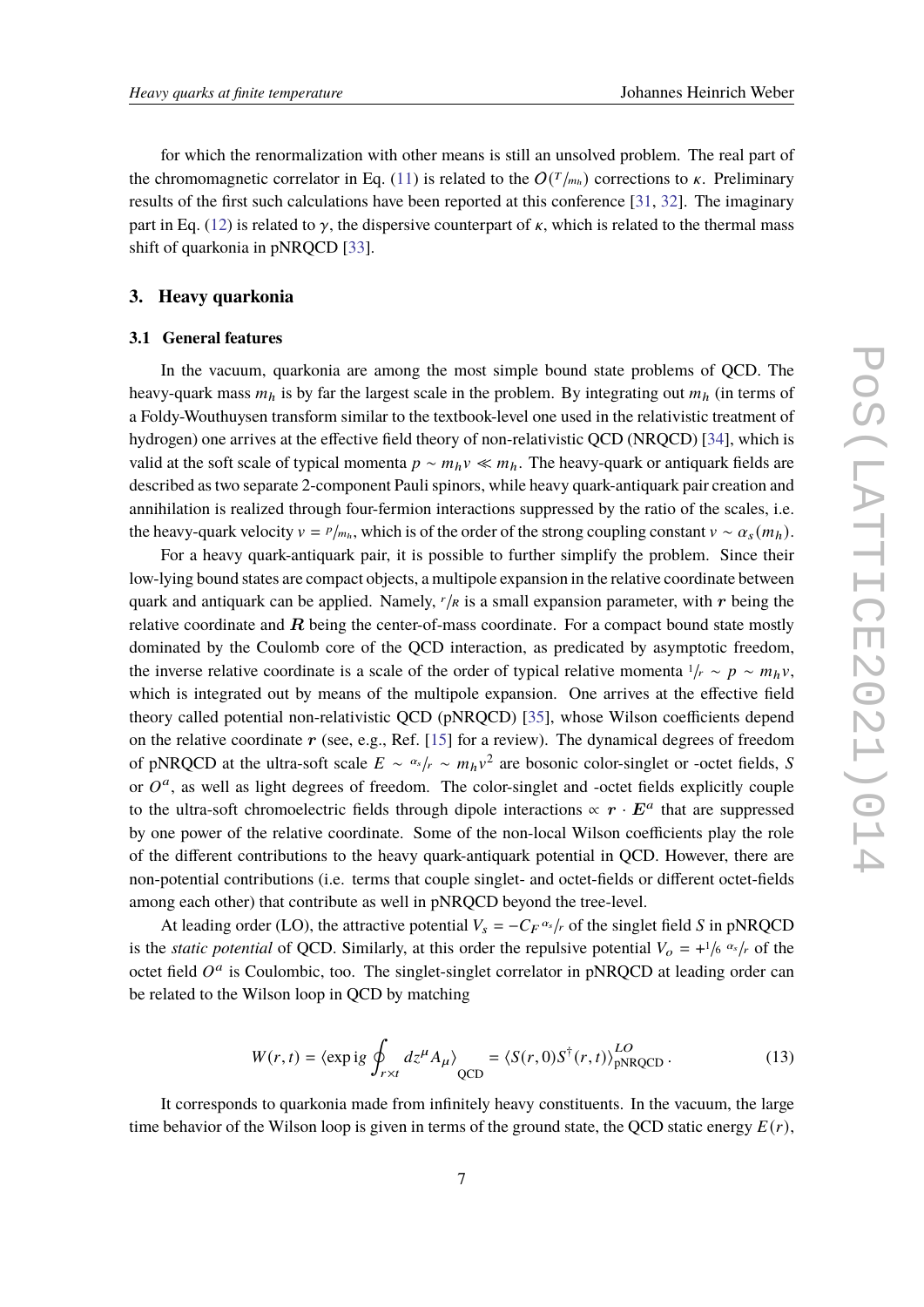for which the renormalization with other means is still an unsolved problem. The real part of the chromomagnetic correlator in Eq. (11) is related to the $O(T/m_h)$ corrections to $\kappa$. Preliminary results of the first such calculations have been reported at this conference [31, 32]. The imaginary part in Eq. (12) is related to $\gamma$, the dispersive counterpart of $\kappa$, which is related to the thermal mass shift of quarkonia in pNRQCD [33].

## 3. Heavy quarkonia

### 3.1 General features

In the vacuum, quarkonia are among the most simple bound state problems of QCD. The heavy-quark mass $m_h$ is by far the largest scale in the problem. By integrating out $m_h$ (in terms of a Foldy-Wouthuysen transform similar to the textbook-level one used in the relativistic treatment of hydrogen) one arrives at the effective field theory of non-relativistic QCD (NRQCD) [34], which is valid at the soft scale of typical momenta $p \sim m_h v \ll m_h$. The heavy-quark or antiquark fields are described as two separate 2-component Pauli spinors, while heavy quark-antiquark pair creation and annihilation is realized through four-fermion interactions suppressed by the ratio of the scales, i.e. the heavy-quark velocity $v = p/m_h$, which is of the order of the strong coupling constant $v \sim \alpha_s(m_h)$.

For a heavy quark-antiquark pair, it is possible to further simplify the problem. Since their low-lying bound states are compact objects, a multipole expansion in the relative coordinate between quark and antiquark can be applied. Namely, $r/R$ is a small expansion parameter, with $\boldsymbol{r}$ being the relative coordinate and $\boldsymbol{R}$ being the center-of-mass coordinate. For a compact bound state mostly dominated by the Coulomb core of the QCD interaction, as predicted by asymptotic freedom, the inverse relative coordinate is a scale of the order of typical relative momenta $1/r \sim p \sim m_h v$, which is integrated out by means of the multipole expansion. One arrives at the effective field theory called potential non-relativistic QCD (pNRQCD) [35], whose Wilson coefficients depend on the relative coordinate $\boldsymbol{r}$ (see, e.g., Ref. [15] for a review). The dynamical degrees of freedom of pNRQCD at the ultra-soft scale $E \sim \alpha_s/r \sim m_h v^2$ are bosonic color-singlet or -octet fields, $S$ or $O^a$, as well as light degrees of freedom. The color-singlet and -octet fields explicitly couple to the ultra-soft chromoelectric fields through dipole interactions $\propto \boldsymbol{r} \cdot \boldsymbol{E}^a$ that are suppressed by one power of the relative coordinate. Some of the non-local Wilson coefficients play the role of the different contributions to the heavy quark-antiquark potential in QCD. However, there are non-potential contributions (i.e. terms that couple singlet- and octet-fields or different octet-fields among each other) that contribute as well in pNRQCD beyond the tree-level.

At leading order (LO), the attractive potential $V_s = -C_F \alpha_s/r$ of the singlet field $S$ in pNRQCD is the *static potential* of QCD. Similarly, at this order the repulsive potential $V_o = +1/6\, \alpha_s/r$ of the octet field $O^a$ is Coulombic, too. The singlet-singlet correlator in pNRQCD at leading order can be related to the Wilson loop in QCD by matching

$$W(r,t) = \langle \exp ig \oint_{r\times t} dz^\mu A_\mu \rangle_{\text{QCD}} = \langle S(r,0) S^\dagger(r,t) \rangle^{LO}_{\text{pNRQCD}} \,. \tag{13}$$

It corresponds to quarkonia made from infinitely heavy constituents. In the vacuum, the large time behavior of the Wilson loop is given in terms of the ground state, the QCD static energy $E(r)$,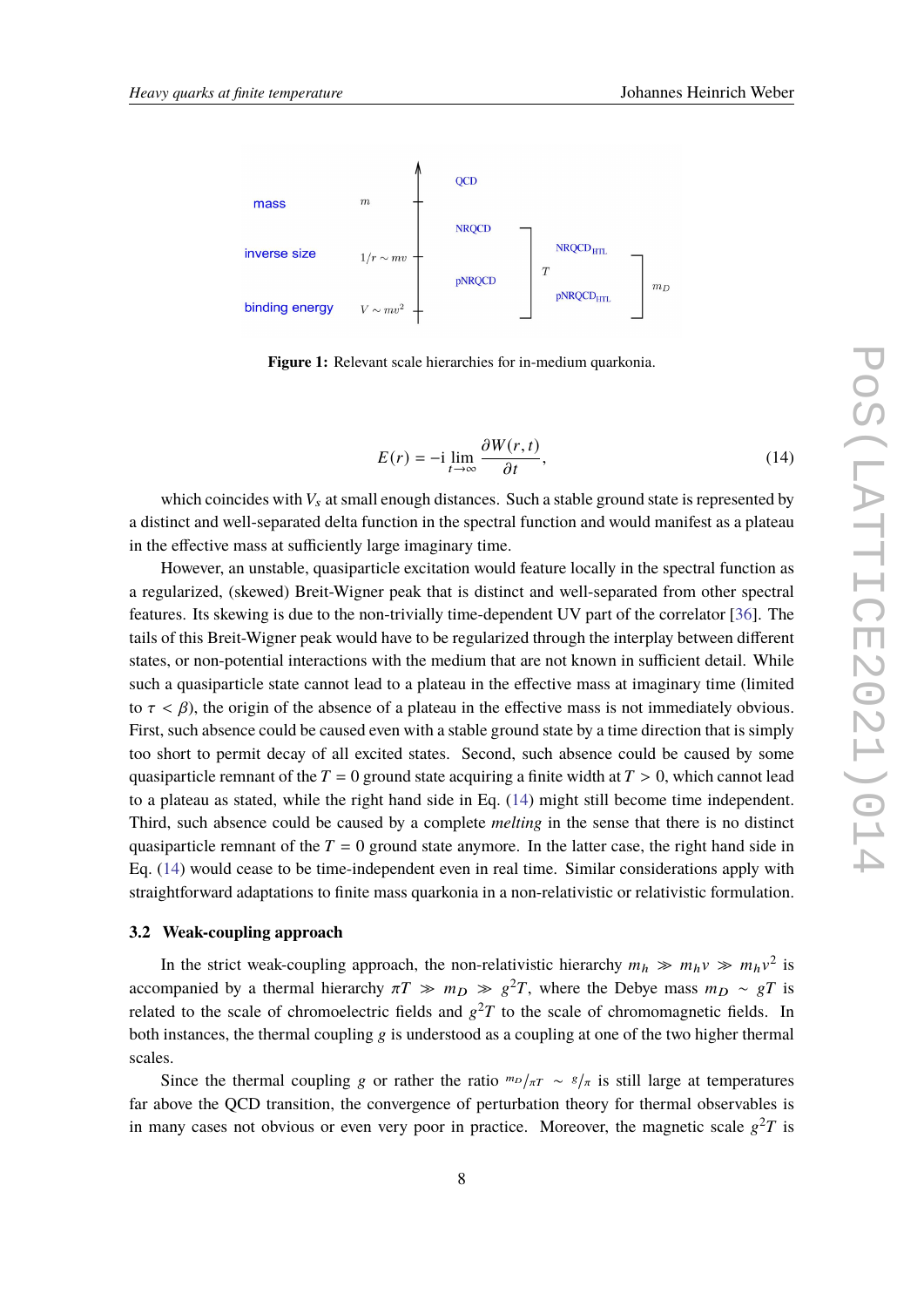**Figure 1:** Relevant scale hierarchies for in-medium quarkonia.

$$E(r) = -\mathrm{i} \lim_{t\to\infty} \frac{\partial W(r,t)}{\partial t}, \tag{14}$$

which coincides with $V_s$ at small enough distances. Such a stable ground state is represented by a distinct and well-separated delta function in the spectral function and would manifest as a plateau in the effective mass at sufficiently large imaginary time.

However, an unstable, quasiparticle excitation would feature locally in the spectral function as a regularized, (skewed) Breit-Wigner peak that is distinct and well-separated from other spectral features. Its skewing is due to the non-trivially time-dependent UV part of the correlator [36]. The tails of this Breit-Wigner peak would have to be regularized through the interplay between different states, or non-potential interactions with the medium that are not known in sufficient detail. While such a quasiparticle state cannot lead to a plateau in the effective mass at imaginary time (limited to $\tau < \beta$), the origin of the absence of a plateau in the effective mass is not immediately obvious. First, such absence could be caused even with a stable ground state by a time direction that is simply too short to permit decay of all excited states. Second, such absence could be caused by some quasiparticle remnant of the $T = 0$ ground state acquiring a finite width at $T > 0$, which cannot lead to a plateau as stated, while the right hand side in Eq. (14) might still become time independent. Third, such absence could be caused by a complete *melting* in the sense that there is no distinct quasiparticle remnant of the $T = 0$ ground state anymore. In the latter case, the right hand side in Eq. (14) would cease to be time-independent even in real time. Similar considerations apply with straightforward adaptations to finite mass quarkonia in a non-relativistic or relativistic formulation.

### 3.2 Weak-coupling approach

In the strict weak-coupling approach, the non-relativistic hierarchy $m_h \gg m_h v \gg m_h v^2$ is accompanied by a thermal hierarchy $\pi T \gg m_D \gg g^2 T$, where the Debye mass $m_D \sim gT$ is related to the scale of chromoelectric fields and $g^2 T$ to the scale of chromomagnetic fields. In both instances, the thermal coupling $g$ is understood as a coupling at one of the two higher thermal scales.

Since the thermal coupling $g$ or rather the ratio $m_D/\pi T \sim g/\pi$ is still large at temperatures far above the QCD transition, the convergence of perturbation theory for thermal observables is in many cases not obvious or even very poor in practice. Moreover, the magnetic scale $g^2 T$ is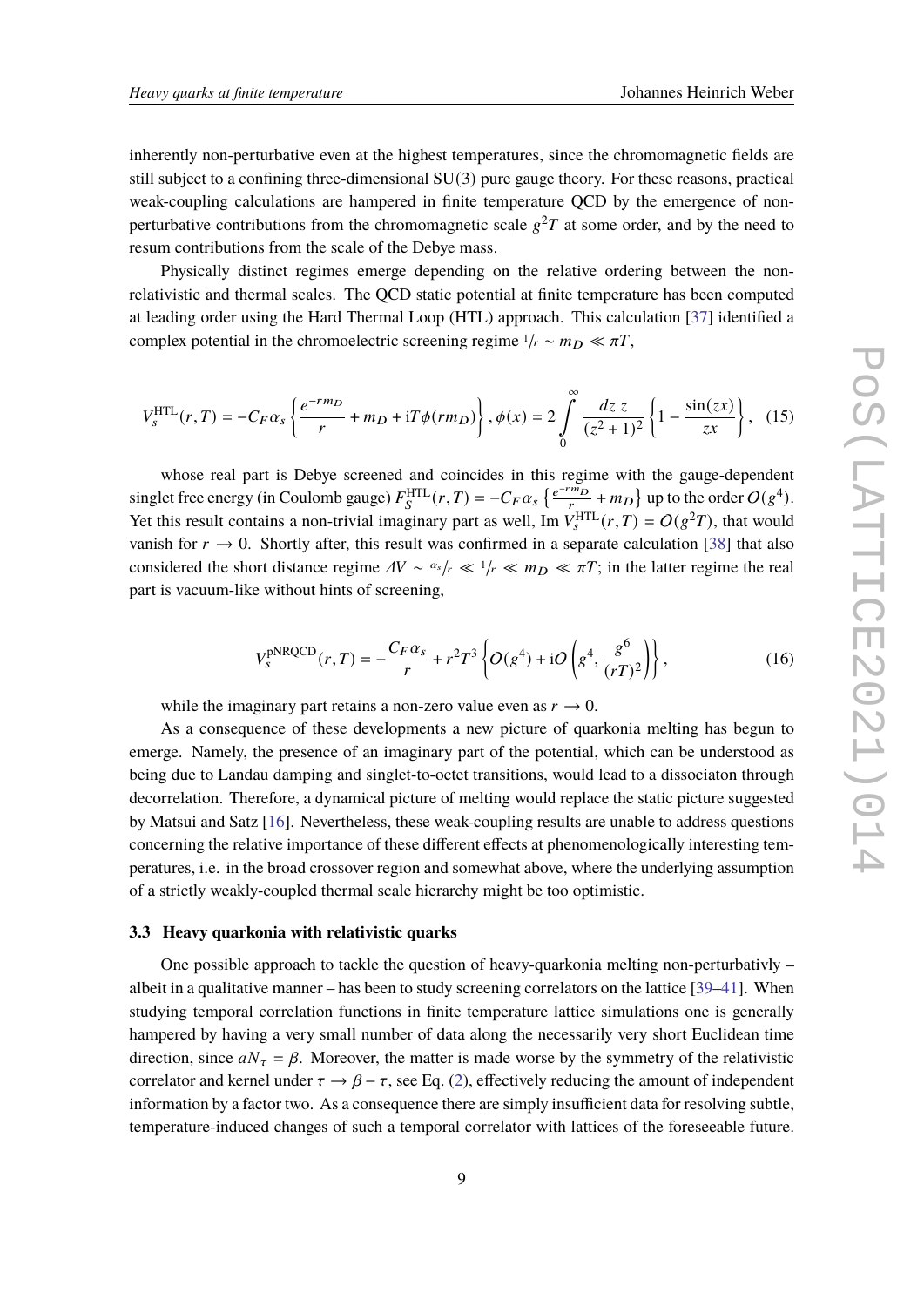inherently non-perturbative even at the highest temperatures, since the chromomagnetic fields are still subject to a confining three-dimensional SU(3) pure gauge theory. For these reasons, practical weak-coupling calculations are hampered in finite temperature QCD by the emergence of non-perturbative contributions from the chromomagnetic scale $g^2T$ at some order, and by the need to resum contributions from the scale of the Debye mass.

Physically distinct regimes emerge depending on the relative ordering between the non-relativistic and thermal scales. The QCD static potential at finite temperature has been computed at leading order using the Hard Thermal Loop (HTL) approach. This calculation [37] identified a complex potential in the chromoelectric screening regime ${}^{1}/_{r} \sim m_D \ll \pi T$,

$$V_s^{\mathrm{HTL}}(r,T) = -C_F\alpha_s\left\{\frac{e^{-rm_D}}{r} + m_D + \mathrm{i}T\phi(rm_D)\right\},\ \phi(x) = 2\int_0^\infty \frac{dz\, z}{(z^2+1)^2}\left\{1 - \frac{\sin(zx)}{zx}\right\}, \quad (15)$$

whose real part is Debye screened and coincides in this regime with the gauge-dependent singlet free energy (in Coulomb gauge) $F_S^{\mathrm{HTL}}(r,T) = -C_F\alpha_s\left\{\frac{e^{-rm_D}}{r} + m_D\right\}$ up to the order $O(g^4)$. Yet this result contains a non-trivial imaginary part as well, $\mathrm{Im}\, V_s^{\mathrm{HTL}}(r,T) = O(g^2T)$, that would vanish for $r \to 0$. Shortly after, this result was confirmed in a separate calculation [38] that also considered the short distance regime $\Delta V \sim {}^{\alpha_s}/_{r} \ll {}^{1}/_{r} \ll m_D \ll \pi T$; in the latter regime the real part is vacuum-like without hints of screening,

$$V_s^{\mathrm{pNRQCD}}(r,T) = -\frac{C_F\alpha_s}{r} + r^2T^3\left\{O(g^4) + \mathrm{i}O\left(g^4, \frac{g^6}{(rT)^2}\right)\right\}, \quad (16)$$

while the imaginary part retains a non-zero value even as $r \to 0$.

As a consequence of these developments a new picture of quarkonia melting has begun to emerge. Namely, the presence of an imaginary part of the potential, which can be understood as being due to Landau damping and singlet-to-octet transitions, would lead to a dissociaton through decorrelation. Therefore, a dynamical picture of melting would replace the static picture suggested by Matsui and Satz [16]. Nevertheless, these weak-coupling results are unable to address questions concerning the relative importance of these different effects at phenomenologically interesting temperatures, i.e. in the broad crossover region and somewhat above, where the underlying assumption of a strictly weakly-coupled thermal scale hierarchy might be too optimistic.

### 3.3 Heavy quarkonia with relativistic quarks

One possible approach to tackle the question of heavy-quarkonia melting non-perturbativly – albeit in a qualitative manner – has been to study screening correlators on the lattice [39–41]. When studying temporal correlation functions in finite temperature lattice simulations one is generally hampered by having a very small number of data along the necessarily very short Euclidean time direction, since $aN_\tau = \beta$. Moreover, the matter is made worse by the symmetry of the relativistic correlator and kernel under $\tau \to \beta - \tau$, see Eq. (2), effectively reducing the amount of independent information by a factor two. As a consequence there are simply insufficient data for resolving subtle, temperature-induced changes of such a temporal correlator with lattices of the foreseeable future.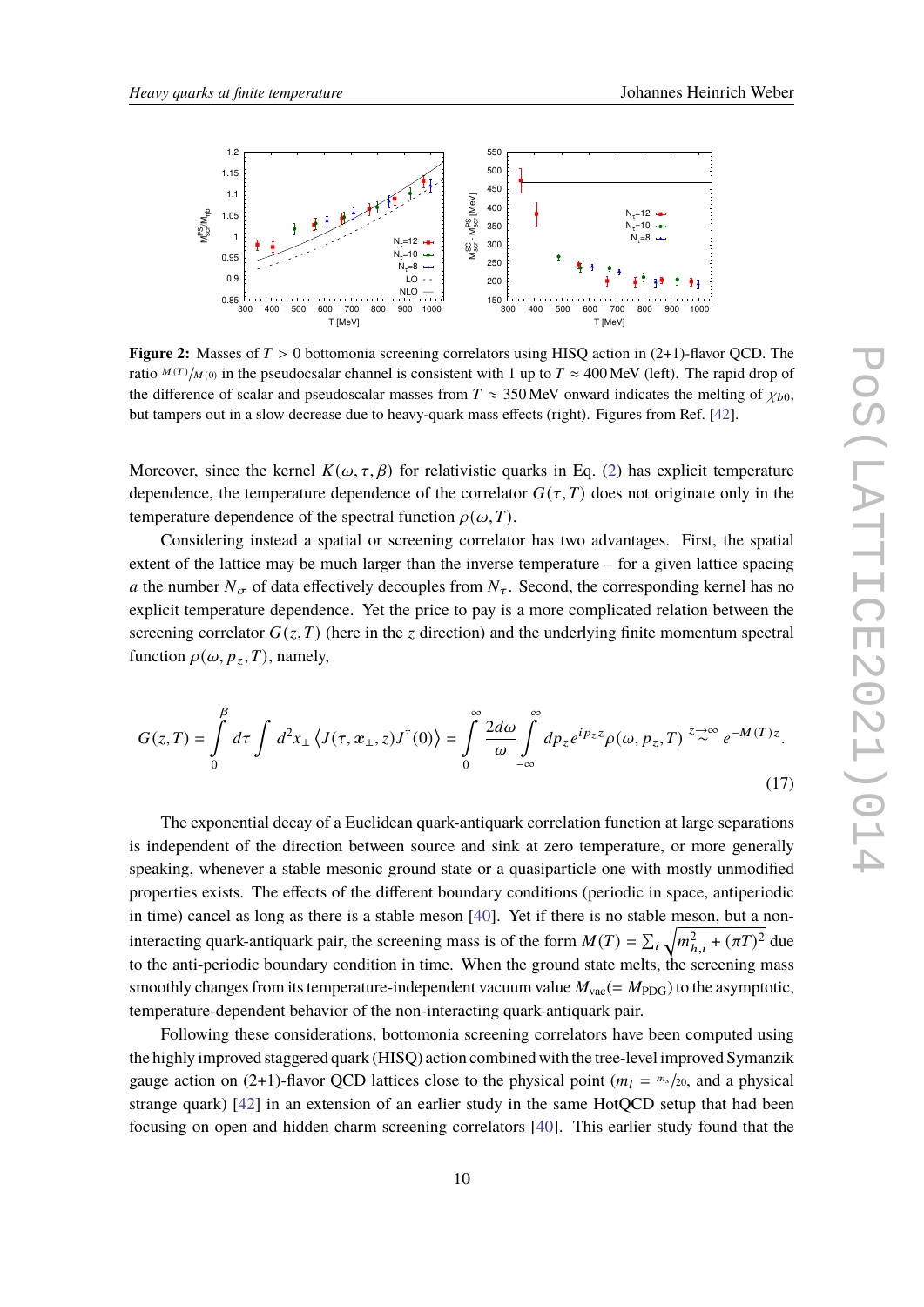**Figure 2:** Masses of $T > 0$ bottomonia screening correlators using HISQ action in (2+1)-flavor QCD. The ratio $^{M(T)}/_{M(0)}$ in the pseudocsalar channel is consistent with 1 up to $T \approx 400$ MeV (left). The rapid drop of the difference of scalar and pseudoscalar masses from $T \approx 350$ MeV onward indicates the melting of $\chi_{b0}$, but tampers out in a slow decrease due to heavy-quark mass effects (right). Figures from Ref. [42].

Moreover, since the kernel $K(\omega, \tau, \beta)$ for relativistic quarks in Eq. (2) has explicit temperature dependence, the temperature dependence of the correlator $G(\tau, T)$ does not originate only in the temperature dependence of the spectral function $\rho(\omega, T)$.

Considering instead a spatial or screening correlator has two advantages. First, the spatial extent of the lattice may be much larger than the inverse temperature – for a given lattice spacing $a$ the number $N_\sigma$ of data effectively decouples from $N_\tau$. Second, the corresponding kernel has no explicit temperature dependence. Yet the price to pay is a more complicated relation between the screening correlator $G(z, T)$ (here in the $z$ direction) and the underlying finite momentum spectral function $\rho(\omega, p_z, T)$, namely,

$$G(z, T) = \int_0^\beta d\tau \int d^2x_\perp \left\langle J(\tau, \boldsymbol{x}_\perp, z) J^\dagger(0) \right\rangle = \int_0^\infty \frac{2d\omega}{\omega} \int_{-\infty}^\infty dp_z e^{ip_z z} \rho(\omega, p_z, T) \overset{z\to\infty}{\sim} e^{-M(T)z}. \tag{17}$$

The exponential decay of a Euclidean quark-antiquark correlation function at large separations is independent of the direction between source and sink at zero temperature, or more generally speaking, whenever a stable mesonic ground state or a quasiparticle one with mostly unmodified properties exists. The effects of the different boundary conditions (periodic in space, antiperiodic in time) cancel as long as there is a stable meson [40]. Yet if there is no stable meson, but a non-interacting quark-antiquark pair, the screening mass is of the form $M(T) = \sum_i \sqrt{m_{h,i}^2 + (\pi T)^2}$ due to the anti-periodic boundary condition in time. When the ground state melts, the screening mass smoothly changes from its temperature-independent vacuum value $M_{\text{vac}}(= M_{\text{PDG}})$ to the asymptotic, temperature-dependent behavior of the non-interacting quark-antiquark pair.

Following these considerations, bottomonia screening correlators have been computed using the highly improved staggered quark (HISQ) action combined with the tree-level improved Symanzik gauge action on (2+1)-flavor QCD lattices close to the physical point ($m_l = {}^{m_s}/_{20}$, and a physical strange quark) [42] in an extension of an earlier study in the same HotQCD setup that had been focusing on open and hidden charm screening correlators [40]. This earlier study found that the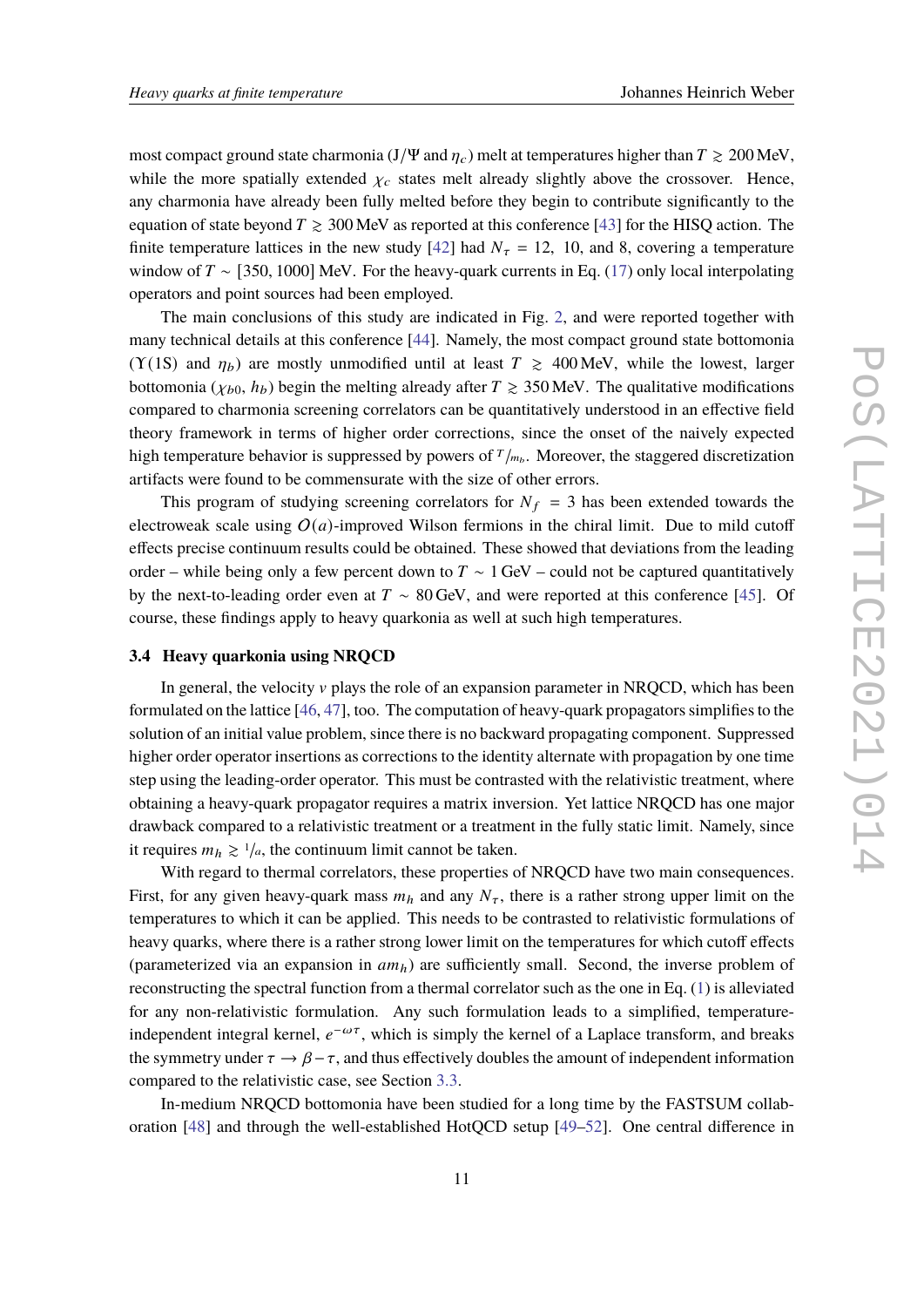most compact ground state charmonia ($J/\Psi$ and $\eta_c$) melt at temperatures higher than $T \gtrsim 200\,\text{MeV}$, while the more spatially extended $\chi_c$ states melt already slightly above the crossover. Hence, any charmonia have already been fully melted before they begin to contribute significantly to the equation of state beyond $T \gtrsim 300\,\text{MeV}$ as reported at this conference [43] for the HISQ action. The finite temperature lattices in the new study [42] had $N_\tau = 12,\ 10$, and 8, covering a temperature window of $T \sim [350, 1000]\,\text{MeV}$. For the heavy-quark currents in Eq. (17) only local interpolating operators and point sources had been employed.

The main conclusions of this study are indicated in Fig. 2, and were reported together with many technical details at this conference [44]. Namely, the most compact ground state bottomonia ($\Upsilon(1S)$ and $\eta_b$) are mostly unmodified until at least $T \gtrsim 400\,\text{MeV}$, while the lowest, larger bottomonia ($\chi_{b0}$, $h_b$) begin the melting already after $T \gtrsim 350\,\text{MeV}$. The qualitative modifications compared to charmonia screening correlators can be quantitatively understood in an effective field theory framework in terms of higher order corrections, since the onset of the naively expected high temperature behavior is suppressed by powers of $T/m_b$. Moreover, the staggered discretization artifacts were found to be commensurate with the size of other errors.

This program of studying screening correlators for $N_f = 3$ has been extended towards the electroweak scale using $O(a)$-improved Wilson fermions in the chiral limit. Due to mild cutoff effects precise continuum results could be obtained. These showed that deviations from the leading order – while being only a few percent down to $T \sim 1\,\text{GeV}$ – could not be captured quantitatively by the next-to-leading order even at $T \sim 80\,\text{GeV}$, and were reported at this conference [45]. Of course, these findings apply to heavy quarkonia as well at such high temperatures.

### 3.4 Heavy quarkonia using NRQCD

In general, the velocity $v$ plays the role of an expansion parameter in NRQCD, which has been formulated on the lattice [46, 47], too. The computation of heavy-quark propagators simplifies to the solution of an initial value problem, since there is no backward propagating component. Suppressed higher order operator insertions as corrections to the identity alternate with propagation by one time step using the leading-order operator. This must be contrasted with the relativistic treatment, where obtaining a heavy-quark propagator requires a matrix inversion. Yet lattice NRQCD has one major drawback compared to a relativistic treatment or a treatment in the fully static limit. Namely, since it requires $m_h \gtrsim 1/a$, the continuum limit cannot be taken.

With regard to thermal correlators, these properties of NRQCD have two main consequences. First, for any given heavy-quark mass $m_h$ and any $N_\tau$, there is a rather strong upper limit on the temperatures to which it can be applied. This needs to be contrasted to relativistic formulations of heavy quarks, where there is a rather strong lower limit on the temperatures for which cutoff effects (parameterized via an expansion in $am_h$) are sufficiently small. Second, the inverse problem of reconstructing the spectral function from a thermal correlator such as the one in Eq. (1) is alleviated for any non-relativistic formulation. Any such formulation leads to a simplified, temperature-independent integral kernel, $e^{-\omega\tau}$, which is simply the kernel of a Laplace transform, and breaks the symmetry under $\tau \to \beta - \tau$, and thus effectively doubles the amount of independent information compared to the relativistic case, see Section 3.3.

In-medium NRQCD bottomonia have been studied for a long time by the FASTSUM collaboration [48] and through the well-established HotQCD setup [49–52]. One central difference in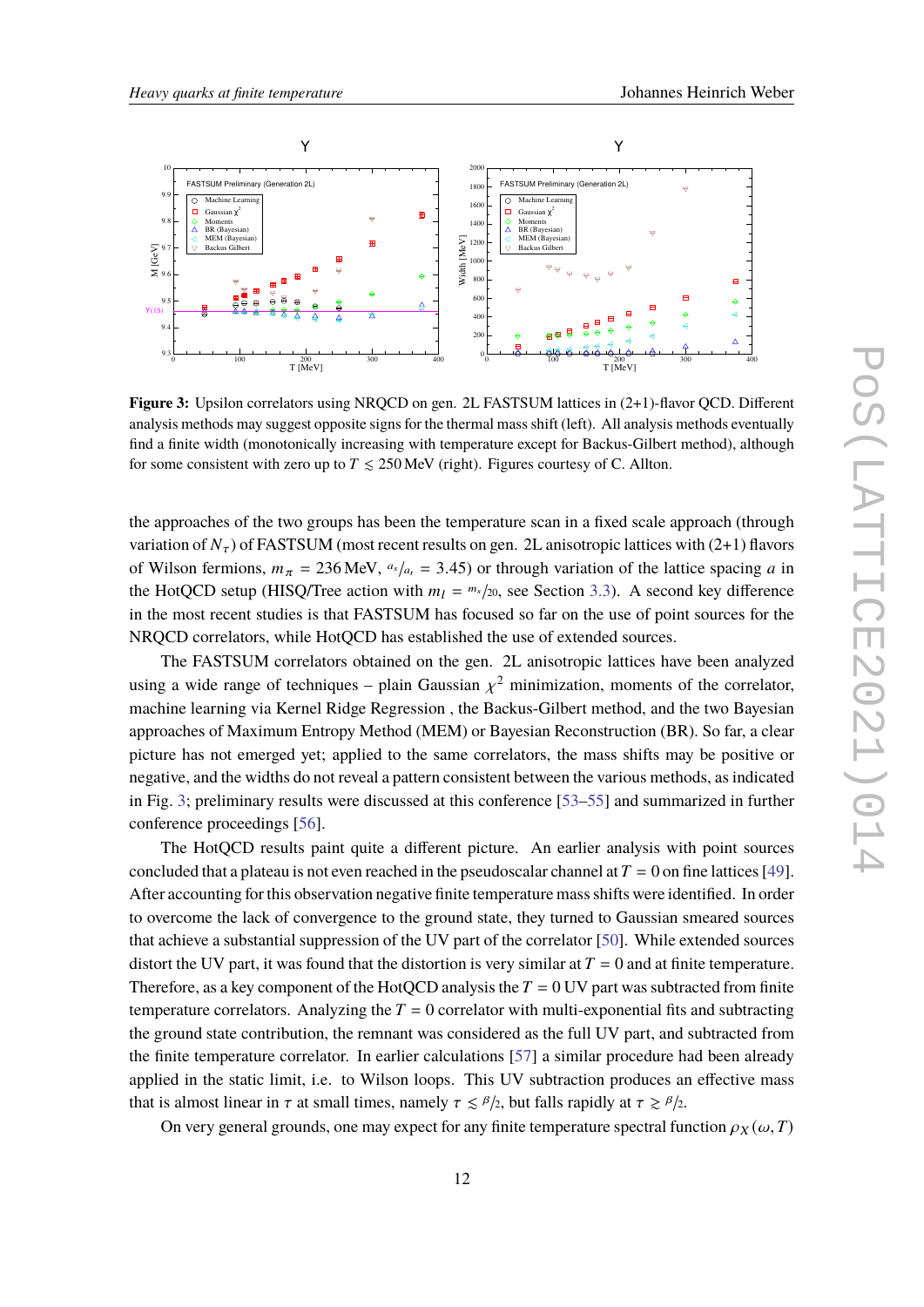**Figure 3:** Upsilon correlators using NRQCD on gen. 2L FASTSUM lattices in (2+1)-flavor QCD. Different analysis methods may suggest opposite signs for the thermal mass shift (left). All analysis methods eventually find a finite width (monotonically increasing with temperature except for Backus-Gilbert method), although for some consistent with zero up to $T \lesssim 250\,\text{MeV}$ (right). Figures courtesy of C. Allton.

the approaches of the two groups has been the temperature scan in a fixed scale approach (through variation of $N_\tau$) of FASTSUM (most recent results on gen. 2L anisotropic lattices with (2+1) flavors of Wilson fermions, $m_\pi = 236\,\text{MeV}$, $a_s/a_t = 3.45$) or through variation of the lattice spacing $a$ in the HotQCD setup (HISQ/Tree action with $m_l = m_s/20$, see Section 3.3). A second key difference in the most recent studies is that FASTSUM has focused so far on the use of point sources for the NRQCD correlators, while HotQCD has established the use of extended sources.

The FASTSUM correlators obtained on the gen. 2L anisotropic lattices have been analyzed using a wide range of techniques – plain Gaussian $\chi^2$ minimization, moments of the correlator, machine learning via Kernel Ridge Regression , the Backus-Gilbert method, and the two Bayesian approaches of Maximum Entropy Method (MEM) or Bayesian Reconstruction (BR). So far, a clear picture has not emerged yet; applied to the same correlators, the mass shifts may be positive or negative, and the widths do not reveal a pattern consistent between the various methods, as indicated in Fig. 3; preliminary results were discussed at this conference [53–55] and summarized in further conference proceedings [56].

The HotQCD results paint quite a different picture. An earlier analysis with point sources concluded that a plateau is not even reached in the pseudoscalar channel at $T = 0$ on fine lattices [49]. After accounting for this observation negative finite temperature mass shifts were identified. In order to overcome the lack of convergence to the ground state, they turned to Gaussian smeared sources that achieve a substantial suppression of the UV part of the correlator [50]. While extended sources distort the UV part, it was found that the distortion is very similar at $T = 0$ and at finite temperature. Therefore, as a key component of the HotQCD analysis the $T = 0$ UV part was subtracted from finite temperature correlators. Analyzing the $T = 0$ correlator with multi-exponential fits and subtracting the ground state contribution, the remnant was considered as the full UV part, and subtracted from the finite temperature correlator. In earlier calculations [57] a similar procedure had been already applied in the static limit, i.e. to Wilson loops. This UV subtraction produces an effective mass that is almost linear in $\tau$ at small times, namely $\tau \lesssim \beta/2$, but falls rapidly at $\tau \gtrsim \beta/2$.

On very general grounds, one may expect for any finite temperature spectral function $\rho_X(\omega, T)$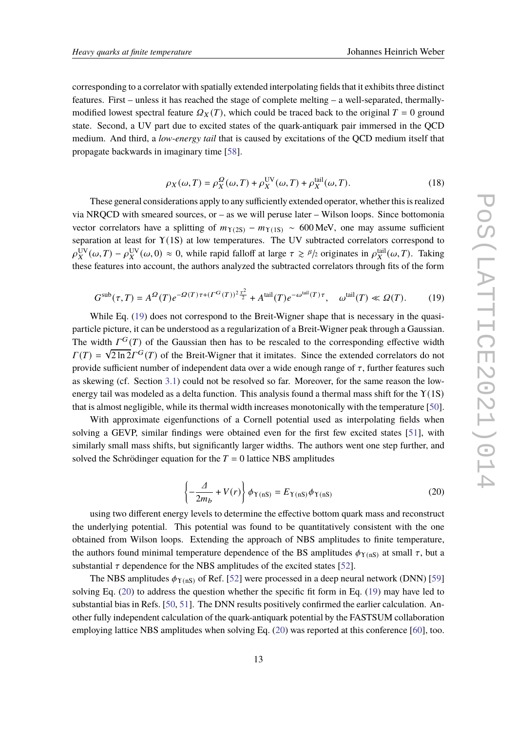corresponding to a correlator with spatially extended interpolating fields that it exhibits three distinct features. First – unless it has reached the stage of complete melting – a well-separated, thermally-modified lowest spectral feature $\Omega_X(T)$, which could be traced back to the original $T = 0$ ground state. Second, a UV part due to excited states of the quark-antiquark pair immersed in the QCD medium. And third, a *low-energy tail* that is caused by excitations of the QCD medium itself that propagate backwards in imaginary time [58].

$$\rho_X(\omega, T) = \rho_X^{\Omega}(\omega, T) + \rho_X^{\mathrm{UV}}(\omega, T) + \rho_X^{\mathrm{tail}}(\omega, T). \tag{18}$$

These general considerations apply to any sufficiently extended operator, whether this is realized via NRQCD with smeared sources, or – as we will peruse later – Wilson loops. Since bottomonia vector correlators have a splitting of $m_{\Upsilon(2S)} - m_{\Upsilon(1S)} \sim 600\,\mathrm{MeV}$, one may assume sufficient separation at least for $\Upsilon(1S)$ at low temperatures. The UV subtracted correlators correspond to $\rho_X^{\mathrm{UV}}(\omega, T) - \rho_X^{\mathrm{UV}}(\omega, 0) \approx 0$, while rapid falloff at large $\tau \gtrsim \beta/2$ originates in $\rho_X^{\mathrm{tail}}(\omega, T)$. Taking these features into account, the authors analyzed the subtracted correlators through fits of the form

$$G^{\mathrm{sub}}(\tau, T) = A^{\Omega}(T) e^{-\Omega(T)\tau + (\Gamma^G(T))^2 \frac{\tau^2}{2}} + A^{\mathrm{tail}}(T) e^{-\omega^{\mathrm{tail}}(T)\tau}, \quad \omega^{\mathrm{tail}}(T) \ll \Omega(T). \tag{19}$$

While Eq. (19) does not correspond to the Breit-Wigner shape that is necessary in the quasi-particle picture, it can be understood as a regularization of a Breit-Wigner peak through a Gaussian. The width $\Gamma^G(T)$ of the Gaussian then has to be rescaled to the corresponding effective width $\Gamma(T) = \sqrt{2\ln 2}\,\Gamma^G(T)$ of the Breit-Wigner that it imitates. Since the extended correlators do not provide sufficient number of independent data over a wide enough range of $\tau$, further features such as skewing (cf. Section 3.1) could not be resolved so far. Moreover, for the same reason the low-energy tail was modeled as a delta function. This analysis found a thermal mass shift for the $\Upsilon(1S)$ that is almost negligible, while its thermal width increases monotonically with the temperature [50].

With approximate eigenfunctions of a Cornell potential used as interpolating fields when solving a GEVP, similar findings were obtained even for the first few excited states [51], with similarly small mass shifts, but significantly larger widths. The authors went one step further, and solved the Schrödinger equation for the $T = 0$ lattice NBS amplitudes

$$\left\{-\frac{\Delta}{2m_b} + V(r)\right\} \phi_{\Upsilon(\mathrm{nS})} = E_{\Upsilon(\mathrm{nS})} \phi_{\Upsilon(\mathrm{nS})} \tag{20}$$

using two different energy levels to determine the effective bottom quark mass and reconstruct the underlying potential. This potential was found to be quantitatively consistent with the one obtained from Wilson loops. Extending the approach of NBS amplitudes to finite temperature, the authors found minimal temperature dependence of the BS amplitudes $\phi_{\Upsilon(\mathrm{nS})}$ at small $\tau$, but a substantial $\tau$ dependence for the NBS amplitudes of the excited states [52].

The NBS amplitudes $\phi_{\Upsilon(\mathrm{nS})}$ of Ref. [52] were processed in a deep neural network (DNN) [59] solving Eq. (20) to address the question whether the specific fit form in Eq. (19) may have led to substantial bias in Refs. [50, 51]. The DNN results positively confirmed the earlier calculation. Another fully independent calculation of the quark-antiquark potential by the FASTSUM collaboration employing lattice NBS amplitudes when solving Eq. (20) was reported at this conference [60], too.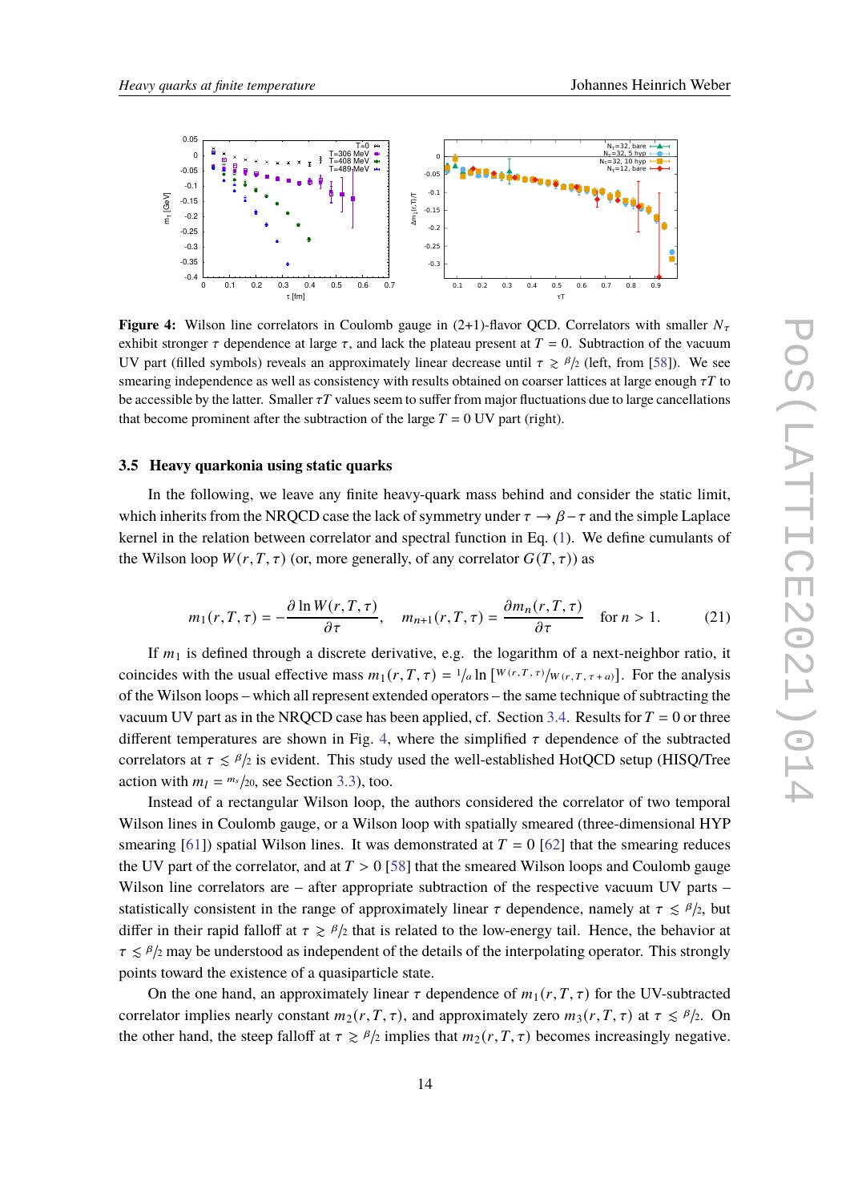**Figure 4:** Wilson line correlators in Coulomb gauge in (2+1)-flavor QCD. Correlators with smaller $N_\tau$ exhibit stronger $\tau$ dependence at large $\tau$, and lack the plateau present at $T = 0$. Subtraction of the vacuum UV part (filled symbols) reveals an approximately linear decrease until $\tau \gtrsim \beta/2$ (left, from [58]). We see smearing independence as well as consistency with results obtained on coarser lattices at large enough $\tau T$ to be accessible by the latter. Smaller $\tau T$ values seem to suffer from major fluctuations due to large cancellations that become prominent after the subtraction of the large $T = 0$ UV part (right).

### 3.5 Heavy quarkonia using static quarks

In the following, we leave any finite heavy-quark mass behind and consider the static limit, which inherits from the NRQCD case the lack of symmetry under $\tau \to \beta - \tau$ and the simple Laplace kernel in the relation between correlator and spectral function in Eq. (1). We define cumulants of the Wilson loop $W(r, T, \tau)$ (or, more generally, of any correlator $G(T, \tau)$) as

$$m_1(r, T, \tau) = -\frac{\partial \ln W(r, T, \tau)}{\partial \tau}, \quad m_{n+1}(r, T, \tau) = \frac{\partial m_n(r, T, \tau)}{\partial \tau} \quad \text{for } n > 1. \tag{21}$$

If $m_1$ is defined through a discrete derivative, e.g. the logarithm of a next-neighbor ratio, it coincides with the usual effective mass $m_1(r, T, \tau) = {}^1\!/_a \ln\left[{}^{W(r,T,\tau)}\!/_{W(r,T,\tau+a)}\right]$. For the analysis of the Wilson loops – which all represent extended operators – the same technique of subtracting the vacuum UV part as in the NRQCD case has been applied, cf. Section 3.4. Results for $T = 0$ or three different temperatures are shown in Fig. 4, where the simplified $\tau$ dependence of the subtracted correlators at $\tau \lesssim \beta/2$ is evident. This study used the well-established HotQCD setup (HISQ/Tree action with $m_l = m_s/20$, see Section 3.3), too.

Instead of a rectangular Wilson loop, the authors considered the correlator of two temporal Wilson lines in Coulomb gauge, or a Wilson loop with spatially smeared (three-dimensional HYP smearing [61]) spatial Wilson lines. It was demonstrated at $T = 0$ [62] that the smearing reduces the UV part of the correlator, and at $T > 0$ [58] that the smeared Wilson loops and Coulomb gauge Wilson line correlators are – after appropriate subtraction of the respective vacuum UV parts – statistically consistent in the range of approximately linear $\tau$ dependence, namely at $\tau \lesssim \beta/2$, but differ in their rapid falloff at $\tau \gtrsim \beta/2$ that is related to the low-energy tail. Hence, the behavior at $\tau \lesssim \beta/2$ may be understood as independent of the details of the interpolating operator. This strongly points toward the existence of a quasiparticle state.

On the one hand, an approximately linear $\tau$ dependence of $m_1(r, T, \tau)$ for the UV-subtracted correlator implies nearly constant $m_2(r, T, \tau)$, and approximately zero $m_3(r, T, \tau)$ at $\tau \lesssim \beta/2$. On the other hand, the steep falloff at $\tau \gtrsim \beta/2$ implies that $m_2(r, T, \tau)$ becomes increasingly negative.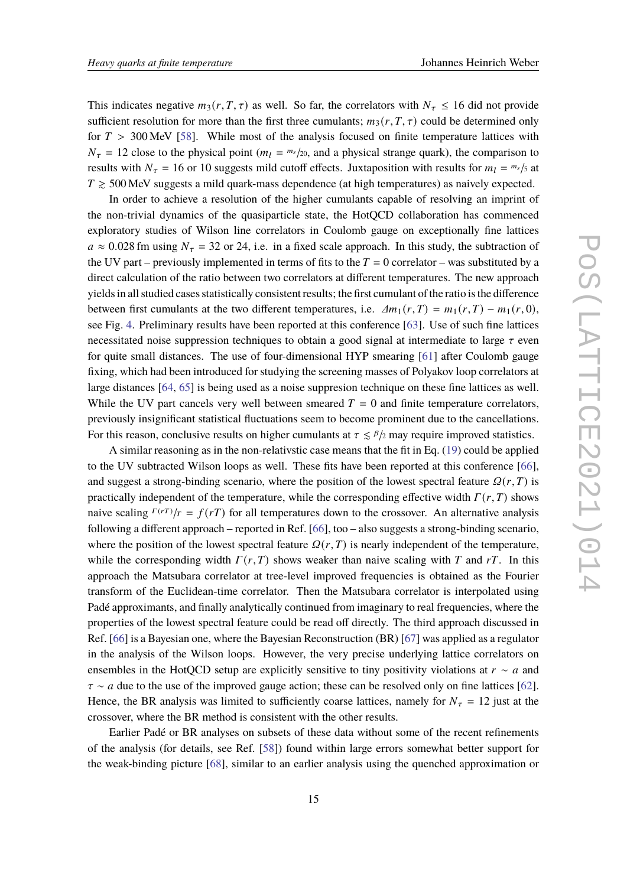This indicates negative $m_3(r,T,\tau)$ as well. So far, the correlators with $N_\tau \leq 16$ did not provide sufficient resolution for more than the first three cumulants; $m_3(r,T,\tau)$ could be determined only for $T > 300\,\text{MeV}$ [58]. While most of the analysis focused on finite temperature lattices with $N_\tau = 12$ close to the physical point ($m_l = {}^{m_s}/_{20}$, and a physical strange quark), the comparison to results with $N_\tau = 16$ or 10 suggests mild cutoff effects. Juxtaposition with results for $m_l = {}^{m_s}/_5$ at $T \gtrsim 500\,\text{MeV}$ suggests a mild quark-mass dependence (at high temperatures) as naively expected.

In order to achieve a resolution of the higher cumulants capable of resolving an imprint of the non-trivial dynamics of the quasiparticle state, the HotQCD collaboration has commenced exploratory studies of Wilson line correlators in Coulomb gauge on exceptionally fine lattices $a \approx 0.028\,\text{fm}$ using $N_\tau = 32$ or 24, i.e. in a fixed scale approach. In this study, the subtraction of the UV part – previously implemented in terms of fits to the $T = 0$ correlator – was substituted by a direct calculation of the ratio between two correlators at different temperatures. The new approach yields in all studied cases statistically consistent results; the first cumulant of the ratio is the difference between first cumulants at the two different temperatures, i.e. $\Delta m_1(r,T) = m_1(r,T) - m_1(r,0)$, see Fig. 4. Preliminary results have been reported at this conference [63]. Use of such fine lattices necessitated noise suppression techniques to obtain a good signal at intermediate to large $\tau$ even for quite small distances. The use of four-dimensional HYP smearing [61] after Coulomb gauge fixing, which had been introduced for studying the screening masses of Polyakov loop correlators at large distances [64, 65] is being used as a noise suppresion technique on these fine lattices as well. While the UV part cancels very well between smeared $T = 0$ and finite temperature correlators, previously insignificant statistical fluctuations seem to become prominent due to the cancellations. For this reason, conclusive results on higher cumulants at $\tau \lesssim {}^{\beta}/_2$ may require improved statistics.

A similar reasoning as in the non-relativstic case means that the fit in Eq. (19) could be applied to the UV subtracted Wilson loops as well. These fits have been reported at this conference [66], and suggest a strong-binding scenario, where the position of the lowest spectral feature $\Omega(r,T)$ is practically independent of the temperature, while the corresponding effective width $\Gamma(r,T)$ shows naive scaling ${}^{\Gamma(rT)}/_T = f(rT)$ for all temperatures down to the crossover. An alternative analysis following a different approach – reported in Ref. [66], too – also suggests a strong-binding scenario, where the position of the lowest spectral feature $\Omega(r,T)$ is nearly independent of the temperature, while the corresponding width $\Gamma(r,T)$ shows weaker than naive scaling with $T$ and $rT$. In this approach the Matsubara correlator at tree-level improved frequencies is obtained as the Fourier transform of the Euclidean-time correlator. Then the Matsubara correlator is interpolated using Padé approximants, and finally analytically continued from imaginary to real frequencies, where the properties of the lowest spectral feature could be read off directly. The third approach discussed in Ref. [66] is a Bayesian one, where the Bayesian Reconstruction (BR) [67] was applied as a regulator in the analysis of the Wilson loops. However, the very precise underlying lattice correlators on ensembles in the HotQCD setup are explicitly sensitive to tiny positivity violations at $r \sim a$ and $\tau \sim a$ due to the use of the improved gauge action; these can be resolved only on fine lattices [62]. Hence, the BR analysis was limited to sufficiently coarse lattices, namely for $N_\tau = 12$ just at the crossover, where the BR method is consistent with the other results.

Earlier Padé or BR analyses on subsets of these data without some of the recent refinements of the analysis (for details, see Ref. [58]) found within large errors somewhat better support for the weak-binding picture [68], similar to an earlier analysis using the quenched approximation or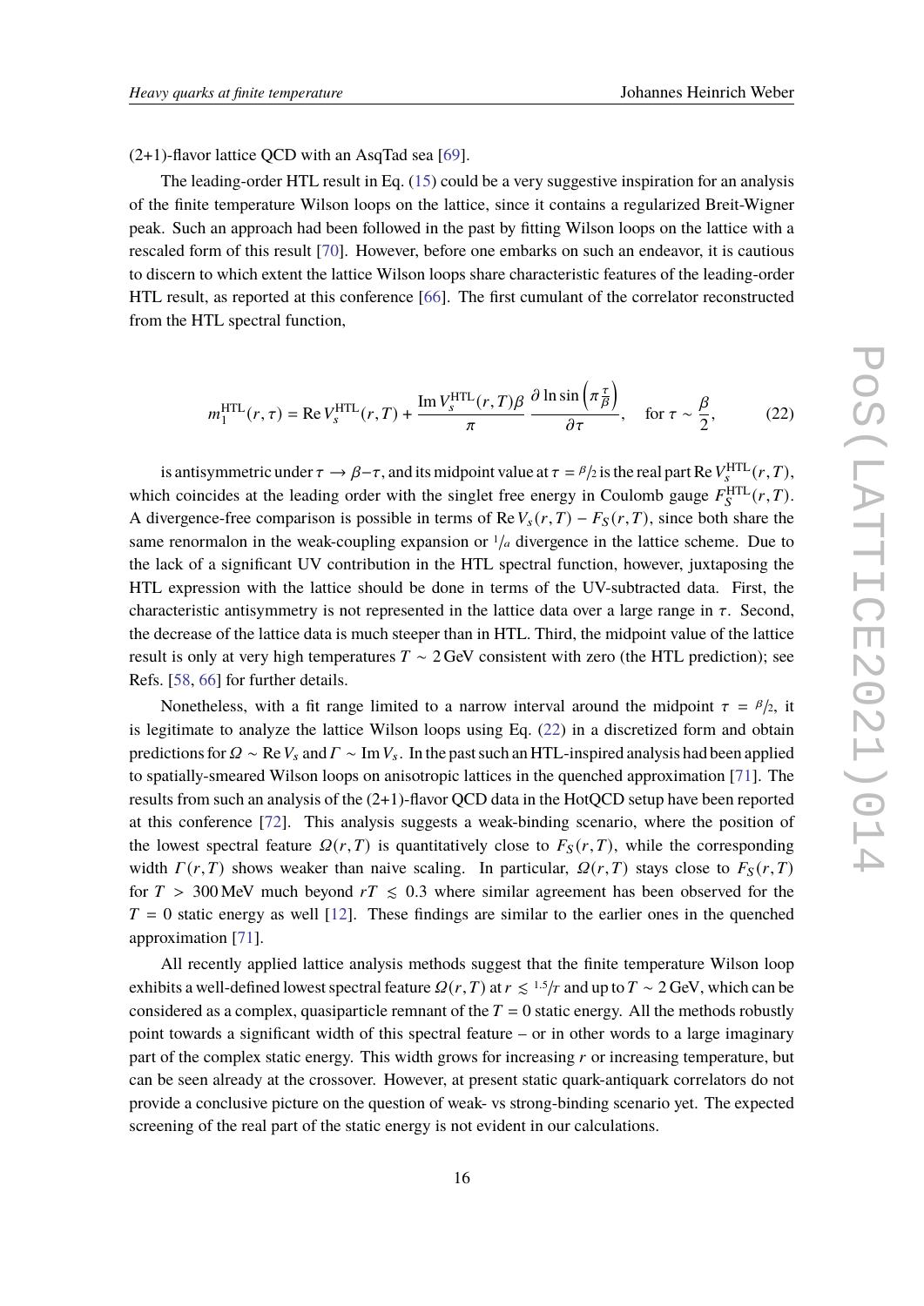(2+1)-flavor lattice QCD with an AsqTad sea [69].

The leading-order HTL result in Eq. (15) could be a very suggestive inspiration for an analysis of the finite temperature Wilson loops on the lattice, since it contains a regularized Breit-Wigner peak. Such an approach had been followed in the past by fitting Wilson loops on the lattice with a rescaled form of this result [70]. However, before one embarks on such an endeavor, it is cautious to discern to which extent the lattice Wilson loops share characteristic features of the leading-order HTL result, as reported at this conference [66]. The first cumulant of the correlator reconstructed from the HTL spectral function,

$$m_1^{\mathrm{HTL}}(r,\tau) = \mathrm{Re}\, V_s^{\mathrm{HTL}}(r,T) + \frac{\mathrm{Im}\, V_s^{\mathrm{HTL}}(r,T)\beta}{\pi} \frac{\partial \ln \sin\left(\pi \frac{\tau}{\beta}\right)}{\partial \tau}, \quad \text{for } \tau \sim \frac{\beta}{2}, \tag{22}$$

is antisymmetric under $\tau \to \beta - \tau$, and its midpoint value at $\tau = \beta/2$ is the real part $\mathrm{Re}\, V_s^{\mathrm{HTL}}(r,T)$, which coincides at the leading order with the singlet free energy in Coulomb gauge $F_S^{\mathrm{HTL}}(r,T)$. A divergence-free comparison is possible in terms of $\mathrm{Re}\, V_s(r,T) - F_S(r,T)$, since both share the same renormalon in the weak-coupling expansion or $1/a$ divergence in the lattice scheme. Due to the lack of a significant UV contribution in the HTL spectral function, however, juxtaposing the HTL expression with the lattice should be done in terms of the UV-subtracted data. First, the characteristic antisymmetry is not represented in the lattice data over a large range in $\tau$. Second, the decrease of the lattice data is much steeper than in HTL. Third, the midpoint value of the lattice result is only at very high temperatures $T \sim 2\,\mathrm{GeV}$ consistent with zero (the HTL prediction); see Refs. [58, 66] for further details.

Nonetheless, with a fit range limited to a narrow interval around the midpoint $\tau = \beta/2$, it is legitimate to analyze the lattice Wilson loops using Eq. (22) in a discretized form and obtain predictions for $\Omega \sim \mathrm{Re}\, V_s$ and $\Gamma \sim \mathrm{Im}\, V_s$. In the past such an HTL-inspired analysis had been applied to spatially-smeared Wilson loops on anisotropic lattices in the quenched approximation [71]. The results from such an analysis of the (2+1)-flavor QCD data in the HotQCD setup have been reported at this conference [72]. This analysis suggests a weak-binding scenario, where the position of the lowest spectral feature $\Omega(r,T)$ is quantitatively close to $F_S(r,T)$, while the corresponding width $\Gamma(r,T)$ shows weaker than naive scaling. In particular, $\Omega(r,T)$ stays close to $F_S(r,T)$ for $T > 300\,\mathrm{MeV}$ much beyond $rT \lesssim 0.3$ where similar agreement has been observed for the $T = 0$ static energy as well [12]. These findings are similar to the earlier ones in the quenched approximation [71].

All recently applied lattice analysis methods suggest that the finite temperature Wilson loop exhibits a well-defined lowest spectral feature $\Omega(r,T)$ at $r \lesssim 1.5/T$ and up to $T \sim 2\,\mathrm{GeV}$, which can be considered as a complex, quasiparticle remnant of the $T = 0$ static energy. All the methods robustly point towards a significant width of this spectral feature – or in other words to a large imaginary part of the complex static energy. This width grows for increasing $r$ or increasing temperature, but can be seen already at the crossover. However, at present static quark-antiquark correlators do not provide a conclusive picture on the question of weak- vs strong-binding scenario yet. The expected screening of the real part of the static energy is not evident in our calculations.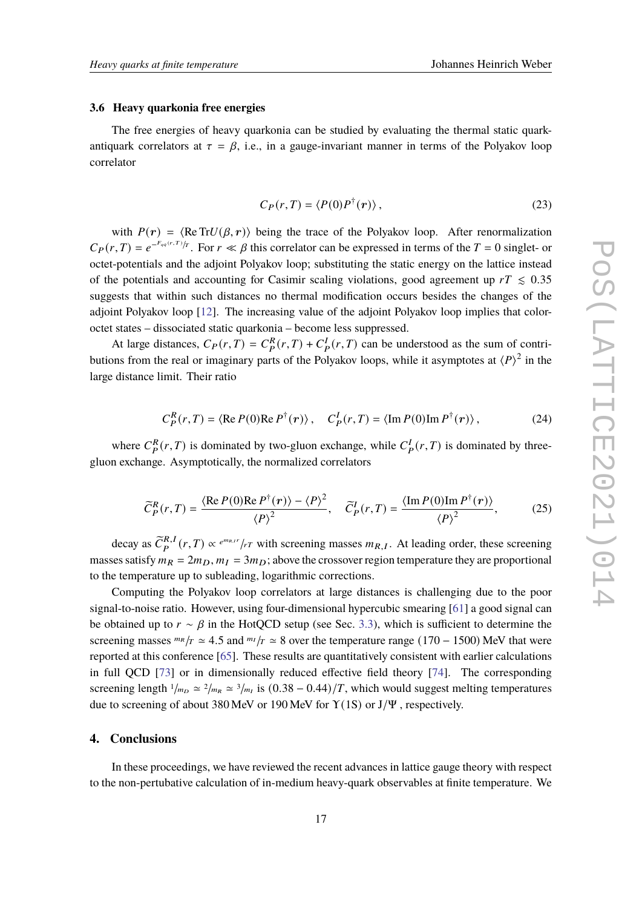### 3.6 Heavy quarkonia free energies

The free energies of heavy quarkonia can be studied by evaluating the thermal static quark-antiquark correlators at $\tau = \beta$, i.e., in a gauge-invariant manner in terms of the Polyakov loop correlator

$$C_P(r,T) = \langle P(0)P^\dagger(\boldsymbol{r})\rangle\,, \tag{23}$$

with $P(\boldsymbol{r}) = \langle \mathrm{Re\,Tr} U(\beta,\boldsymbol{r})\rangle$ being the trace of the Polyakov loop. After renormalization $C_P(r,T) = e^{-F_{q\bar{q}}(r,T)/T}$. For $r \ll \beta$ this correlator can be expressed in terms of the $T=0$ singlet- or octet-potentials and the adjoint Polyakov loop; substituting the static energy on the lattice instead of the potentials and accounting for Casimir scaling violations, good agreement up $rT \lesssim 0.35$ suggests that within such distances no thermal modification occurs besides the changes of the adjoint Polyakov loop [12]. The increasing value of the adjoint Polyakov loop implies that color-octet states – dissociated static quarkonia – become less suppressed.

At large distances, $C_P(r,T) = C_P^R(r,T) + C_P^I(r,T)$ can be understood as the sum of contributions from the real or imaginary parts of the Polyakov loops, while it asymptotes at $\langle P\rangle^2$ in the large distance limit. Their ratio

$$C_P^R(r,T) = \langle \mathrm{Re}\,P(0)\mathrm{Re}\,P^\dagger(\boldsymbol{r})\rangle\,,\quad C_P^I(r,T) = \langle \mathrm{Im}\,P(0)\mathrm{Im}\,P^\dagger(\boldsymbol{r})\rangle\,, \tag{24}$$

where $C_P^R(r,T)$ is dominated by two-gluon exchange, while $C_P^I(r,T)$ is dominated by three-gluon exchange. Asymptotically, the normalized correlators

$$\widetilde{C}_P^R(r,T) = \frac{\langle \mathrm{Re}\,P(0)\mathrm{Re}\,P^\dagger(\boldsymbol{r})\rangle - \langle P\rangle^2}{\langle P\rangle^2}\,,\quad \widetilde{C}_P^I(r,T) = \frac{\langle \mathrm{Im}\,P(0)\mathrm{Im}\,P^\dagger(\boldsymbol{r})\rangle}{\langle P\rangle^2}\,, \tag{25}$$

decay as $\widetilde{C}_P^{R,I}(r,T) \propto e^{m_{R,I}r}/rT$ with screening masses $m_{R,I}$. At leading order, these screening masses satisfy $m_R = 2m_D$, $m_I = 3m_D$; above the crossover region temperature they are proportional to the temperature up to subleading, logarithmic corrections.

Computing the Polyakov loop correlators at large distances is challenging due to the poor signal-to-noise ratio. However, using four-dimensional hypercubic smearing [61] a good signal can be obtained up to $r \sim \beta$ in the HotQCD setup (see Sec. 3.3), which is sufficient to determine the screening masses $m_R/T \simeq 4.5$ and $m_I/T \simeq 8$ over the temperature range $(170-1500)$ MeV that were reported at this conference [65]. These results are quantitatively consistent with earlier calculations in full QCD [73] or in dimensionally reduced effective field theory [74]. The corresponding screening length $1/m_D \simeq 2/m_R \simeq 3/m_I$ is $(0.38-0.44)/T$, which would suggest melting temperatures due to screening of about 380 MeV or 190 MeV for $\Upsilon(1S)$ or $J/\Psi$ , respectively.

## 4. Conclusions

In these proceedings, we have reviewed the recent advances in lattice gauge theory with respect to the non-pertubative calculation of in-medium heavy-quark observables at finite temperature. We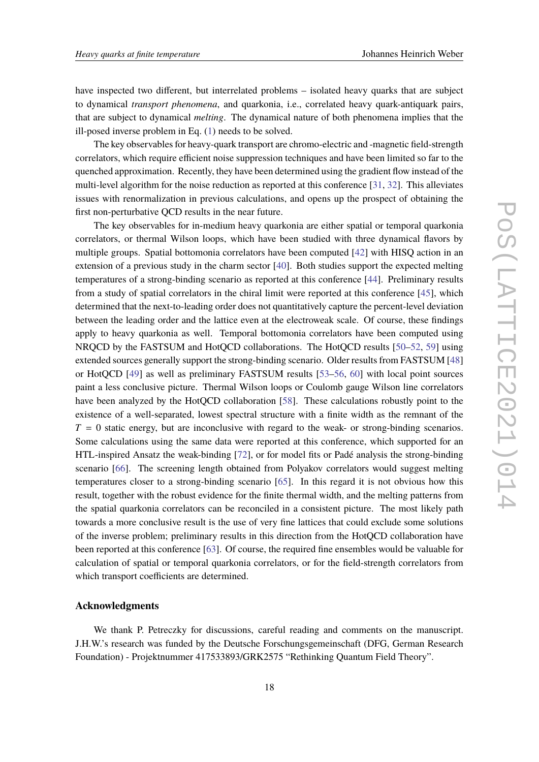have inspected two different, but interrelated problems – isolated heavy quarks that are subject to dynamical *transport phenomena*, and quarkonia, i.e., correlated heavy quark-antiquark pairs, that are subject to dynamical *melting*. The dynamical nature of both phenomena implies that the ill-posed inverse problem in Eq. (1) needs to be solved.

The key observables for heavy-quark transport are chromo-electric and -magnetic field-strength correlators, which require efficient noise suppression techniques and have been limited so far to the quenched approximation. Recently, they have been determined using the gradient flow instead of the multi-level algorithm for the noise reduction as reported at this conference [31, 32]. This alleviates issues with renormalization in previous calculations, and opens up the prospect of obtaining the first non-perturbative QCD results in the near future.

The key observables for in-medium heavy quarkonia are either spatial or temporal quarkonia correlators, or thermal Wilson loops, which have been studied with three dynamical flavors by multiple groups. Spatial bottomonia correlators have been computed [42] with HISQ action in an extension of a previous study in the charm sector [40]. Both studies support the expected melting temperatures of a strong-binding scenario as reported at this conference [44]. Preliminary results from a study of spatial correlators in the chiral limit were reported at this conference [45], which determined that the next-to-leading order does not quantitatively capture the percent-level deviation between the leading order and the lattice even at the electroweak scale. Of course, these findings apply to heavy quarkonia as well. Temporal bottomonia correlators have been computed using NRQCD by the FASTSUM and HotQCD collaborations. The HotQCD results [50–52, 59] using extended sources generally support the strong-binding scenario. Older results from FASTSUM [48] or HotQCD [49] as well as preliminary FASTSUM results [53–56, 60] with local point sources paint a less conclusive picture. Thermal Wilson loops or Coulomb gauge Wilson line correlators have been analyzed by the HotQCD collaboration [58]. These calculations robustly point to the existence of a well-separated, lowest spectral structure with a finite width as the remnant of the $T = 0$ static energy, but are inconclusive with regard to the weak- or strong-binding scenarios. Some calculations using the same data were reported at this conference, which supported for an HTL-inspired Ansatz the weak-binding [72], or for model fits or Padé analysis the strong-binding scenario [66]. The screening length obtained from Polyakov correlators would suggest melting temperatures closer to a strong-binding scenario [65]. In this regard it is not obvious how this result, together with the robust evidence for the finite thermal width, and the melting patterns from the spatial quarkonia correlators can be reconciled in a consistent picture. The most likely path towards a more conclusive result is the use of very fine lattices that could exclude some solutions of the inverse problem; preliminary results in this direction from the HotQCD collaboration have been reported at this conference [63]. Of course, the required fine ensembles would be valuable for calculation of spatial or temporal quarkonia correlators, or for the field-strength correlators from which transport coefficients are determined.

## Acknowledgments

We thank P. Petreczky for discussions, careful reading and comments on the manuscript. J.H.W.'s research was funded by the Deutsche Forschungsgemeinschaft (DFG, German Research Foundation) - Projektnummer 417533893/GRK2575 "Rethinking Quantum Field Theory".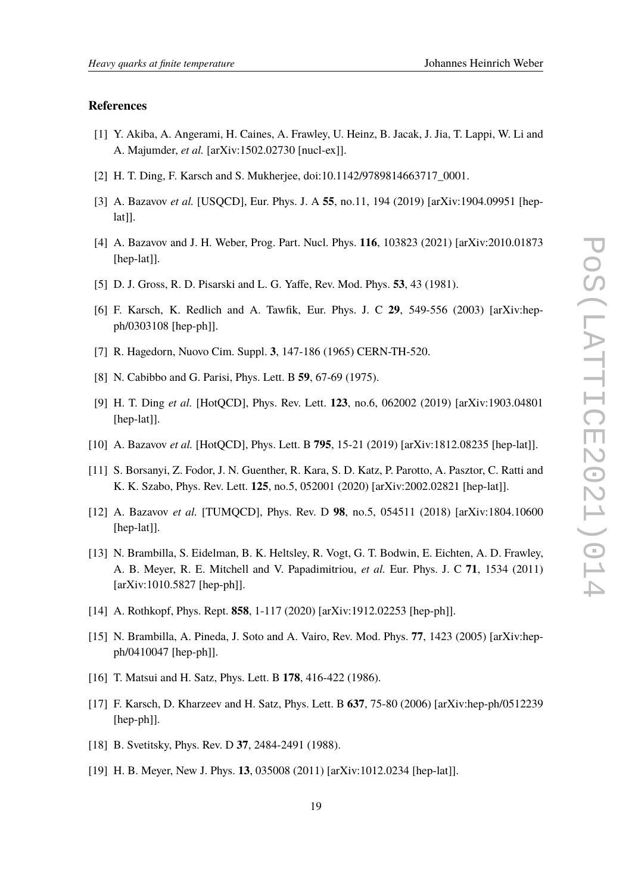## References

[1] Y. Akiba, A. Angerami, H. Caines, A. Frawley, U. Heinz, B. Jacak, J. Jia, T. Lappi, W. Li and A. Majumder, *et al.* [arXiv:1502.02730 [nucl-ex]].

[2] H. T. Ding, F. Karsch and S. Mukherjee, doi:10.1142/9789814663717_0001.

[3] A. Bazavov *et al.* [USQCD], Eur. Phys. J. A **55**, no.11, 194 (2019) [arXiv:1904.09951 [hep-lat]].

[4] A. Bazavov and J. H. Weber, Prog. Part. Nucl. Phys. **116**, 103823 (2021) [arXiv:2010.01873 [hep-lat]].

[5] D. J. Gross, R. D. Pisarski and L. G. Yaffe, Rev. Mod. Phys. **53**, 43 (1981).

[6] F. Karsch, K. Redlich and A. Tawfik, Eur. Phys. J. C **29**, 549-556 (2003) [arXiv:hep-ph/0303108 [hep-ph]].

[7] R. Hagedorn, Nuovo Cim. Suppl. **3**, 147-186 (1965) CERN-TH-520.

[8] N. Cabibbo and G. Parisi, Phys. Lett. B **59**, 67-69 (1975).

[9] H. T. Ding *et al.* [HotQCD], Phys. Rev. Lett. **123**, no.6, 062002 (2019) [arXiv:1903.04801 [hep-lat]].

[10] A. Bazavov *et al.* [HotQCD], Phys. Lett. B **795**, 15-21 (2019) [arXiv:1812.08235 [hep-lat]].

[11] S. Borsanyi, Z. Fodor, J. N. Guenther, R. Kara, S. D. Katz, P. Parotto, A. Pasztor, C. Ratti and K. K. Szabo, Phys. Rev. Lett. **125**, no.5, 052001 (2020) [arXiv:2002.02821 [hep-lat]].

[12] A. Bazavov *et al.* [TUMQCD], Phys. Rev. D **98**, no.5, 054511 (2018) [arXiv:1804.10600 [hep-lat]].

[13] N. Brambilla, S. Eidelman, B. K. Heltsley, R. Vogt, G. T. Bodwin, E. Eichten, A. D. Frawley, A. B. Meyer, R. E. Mitchell and V. Papadimitriou, *et al.* Eur. Phys. J. C **71**, 1534 (2011) [arXiv:1010.5827 [hep-ph]].

[14] A. Rothkopf, Phys. Rept. **858**, 1-117 (2020) [arXiv:1912.02253 [hep-ph]].

[15] N. Brambilla, A. Pineda, J. Soto and A. Vairo, Rev. Mod. Phys. **77**, 1423 (2005) [arXiv:hep-ph/0410047 [hep-ph]].

[16] T. Matsui and H. Satz, Phys. Lett. B **178**, 416-422 (1986).

[17] F. Karsch, D. Kharzeev and H. Satz, Phys. Lett. B **637**, 75-80 (2006) [arXiv:hep-ph/0512239 [hep-ph]].

[18] B. Svetitsky, Phys. Rev. D **37**, 2484-2491 (1988).

[19] H. B. Meyer, New J. Phys. **13**, 035008 (2011) [arXiv:1012.0234 [hep-lat]].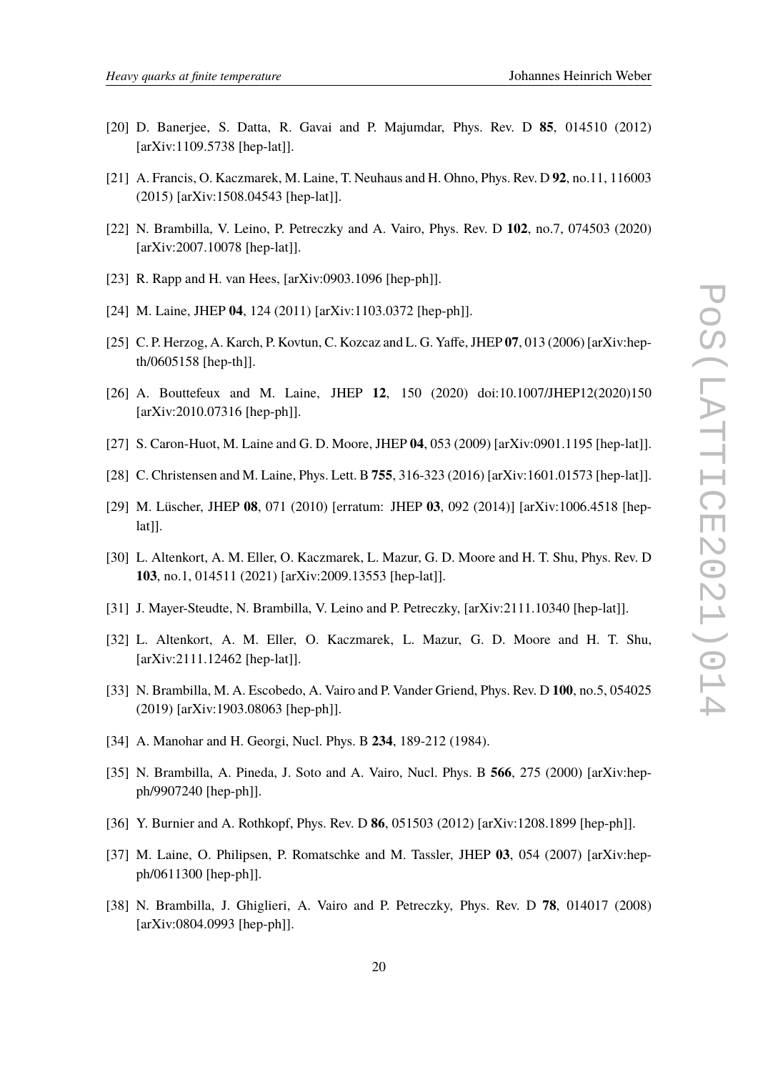[20] D. Banerjee, S. Datta, R. Gavai and P. Majumdar, Phys. Rev. D **85**, 014510 (2012) [arXiv:1109.5738 [hep-lat]].

[21] A. Francis, O. Kaczmarek, M. Laine, T. Neuhaus and H. Ohno, Phys. Rev. D **92**, no.11, 116003 (2015) [arXiv:1508.04543 [hep-lat]].

[22] N. Brambilla, V. Leino, P. Petreczky and A. Vairo, Phys. Rev. D **102**, no.7, 074503 (2020) [arXiv:2007.10078 [hep-lat]].

[23] R. Rapp and H. van Hees, [arXiv:0903.1096 [hep-ph]].

[24] M. Laine, JHEP **04**, 124 (2011) [arXiv:1103.0372 [hep-ph]].

[25] C. P. Herzog, A. Karch, P. Kovtun, C. Kozcaz and L. G. Yaffe, JHEP **07**, 013 (2006) [arXiv:hep-th/0605158 [hep-th]].

[26] A. Bouttefeux and M. Laine, JHEP **12**, 150 (2020) doi:10.1007/JHEP12(2020)150 [arXiv:2010.07316 [hep-ph]].

[27] S. Caron-Huot, M. Laine and G. D. Moore, JHEP **04**, 053 (2009) [arXiv:0901.1195 [hep-lat]].

[28] C. Christensen and M. Laine, Phys. Lett. B **755**, 316-323 (2016) [arXiv:1601.01573 [hep-lat]].

[29] M. Lüscher, JHEP **08**, 071 (2010) [erratum: JHEP **03**, 092 (2014)] [arXiv:1006.4518 [hep-lat]].

[30] L. Altenkort, A. M. Eller, O. Kaczmarek, L. Mazur, G. D. Moore and H. T. Shu, Phys. Rev. D **103**, no.1, 014511 (2021) [arXiv:2009.13553 [hep-lat]].

[31] J. Mayer-Steudte, N. Brambilla, V. Leino and P. Petreczky, [arXiv:2111.10340 [hep-lat]].

[32] L. Altenkort, A. M. Eller, O. Kaczmarek, L. Mazur, G. D. Moore and H. T. Shu, [arXiv:2111.12462 [hep-lat]].

[33] N. Brambilla, M. A. Escobedo, A. Vairo and P. Vander Griend, Phys. Rev. D **100**, no.5, 054025 (2019) [arXiv:1903.08063 [hep-ph]].

[34] A. Manohar and H. Georgi, Nucl. Phys. B **234**, 189-212 (1984).

[35] N. Brambilla, A. Pineda, J. Soto and A. Vairo, Nucl. Phys. B **566**, 275 (2000) [arXiv:hep-ph/9907240 [hep-ph]].

[36] Y. Burnier and A. Rothkopf, Phys. Rev. D **86**, 051503 (2012) [arXiv:1208.1899 [hep-ph]].

[37] M. Laine, O. Philipsen, P. Romatschke and M. Tassler, JHEP **03**, 054 (2007) [arXiv:hep-ph/0611300 [hep-ph]].

[38] N. Brambilla, J. Ghiglieri, A. Vairo and P. Petreczky, Phys. Rev. D **78**, 014017 (2008) [arXiv:0804.0993 [hep-ph]].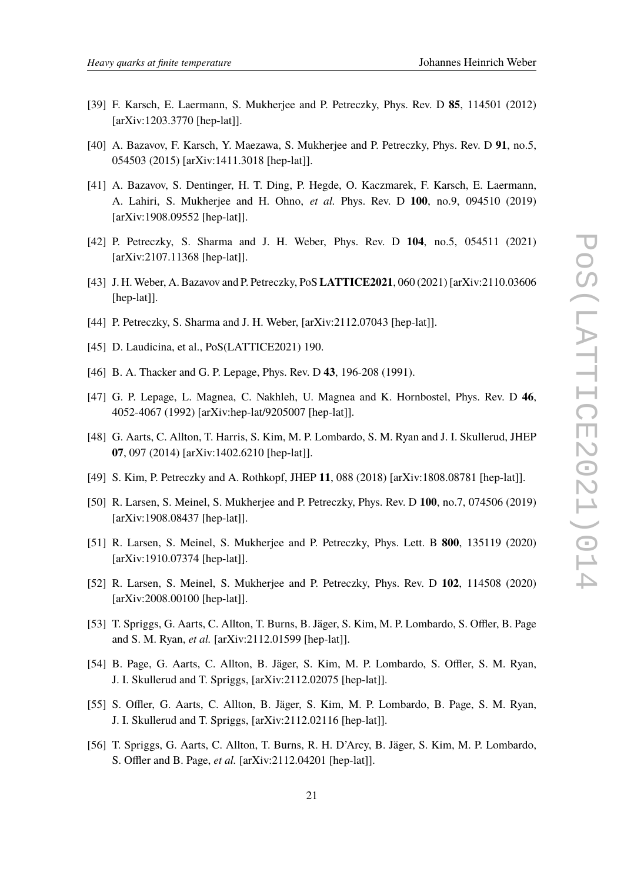[39] F. Karsch, E. Laermann, S. Mukherjee and P. Petreczky, Phys. Rev. D **85**, 114501 (2012) [arXiv:1203.3770 [hep-lat]].

[40] A. Bazavov, F. Karsch, Y. Maezawa, S. Mukherjee and P. Petreczky, Phys. Rev. D **91**, no.5, 054503 (2015) [arXiv:1411.3018 [hep-lat]].

[41] A. Bazavov, S. Dentinger, H. T. Ding, P. Hegde, O. Kaczmarek, F. Karsch, E. Laermann, A. Lahiri, S. Mukherjee and H. Ohno, *et al.* Phys. Rev. D **100**, no.9, 094510 (2019) [arXiv:1908.09552 [hep-lat]].

[42] P. Petreczky, S. Sharma and J. H. Weber, Phys. Rev. D **104**, no.5, 054511 (2021) [arXiv:2107.11368 [hep-lat]].

[43] J. H. Weber, A. Bazavov and P. Petreczky, PoS **LATTICE2021**, 060 (2021) [arXiv:2110.03606 [hep-lat]].

[44] P. Petreczky, S. Sharma and J. H. Weber, [arXiv:2112.07043 [hep-lat]].

[45] D. Laudicina, et al., PoS(LATTICE2021) 190.

[46] B. A. Thacker and G. P. Lepage, Phys. Rev. D **43**, 196-208 (1991).

[47] G. P. Lepage, L. Magnea, C. Nakhleh, U. Magnea and K. Hornbostel, Phys. Rev. D **46**, 4052-4067 (1992) [arXiv:hep-lat/9205007 [hep-lat]].

[48] G. Aarts, C. Allton, T. Harris, S. Kim, M. P. Lombardo, S. M. Ryan and J. I. Skullerud, JHEP **07**, 097 (2014) [arXiv:1402.6210 [hep-lat]].

[49] S. Kim, P. Petreczky and A. Rothkopf, JHEP **11**, 088 (2018) [arXiv:1808.08781 [hep-lat]].

[50] R. Larsen, S. Meinel, S. Mukherjee and P. Petreczky, Phys. Rev. D **100**, no.7, 074506 (2019) [arXiv:1908.08437 [hep-lat]].

[51] R. Larsen, S. Meinel, S. Mukherjee and P. Petreczky, Phys. Lett. B **800**, 135119 (2020) [arXiv:1910.07374 [hep-lat]].

[52] R. Larsen, S. Meinel, S. Mukherjee and P. Petreczky, Phys. Rev. D **102**, 114508 (2020) [arXiv:2008.00100 [hep-lat]].

[53] T. Spriggs, G. Aarts, C. Allton, T. Burns, B. Jäger, S. Kim, M. P. Lombardo, S. Offler, B. Page and S. M. Ryan, *et al.* [arXiv:2112.01599 [hep-lat]].

[54] B. Page, G. Aarts, C. Allton, B. Jäger, S. Kim, M. P. Lombardo, S. Offler, S. M. Ryan, J. I. Skullerud and T. Spriggs, [arXiv:2112.02075 [hep-lat]].

[55] S. Offler, G. Aarts, C. Allton, B. Jäger, S. Kim, M. P. Lombardo, B. Page, S. M. Ryan, J. I. Skullerud and T. Spriggs, [arXiv:2112.02116 [hep-lat]].

[56] T. Spriggs, G. Aarts, C. Allton, T. Burns, R. H. D'Arcy, B. Jäger, S. Kim, M. P. Lombardo, S. Offler and B. Page, *et al.* [arXiv:2112.04201 [hep-lat]].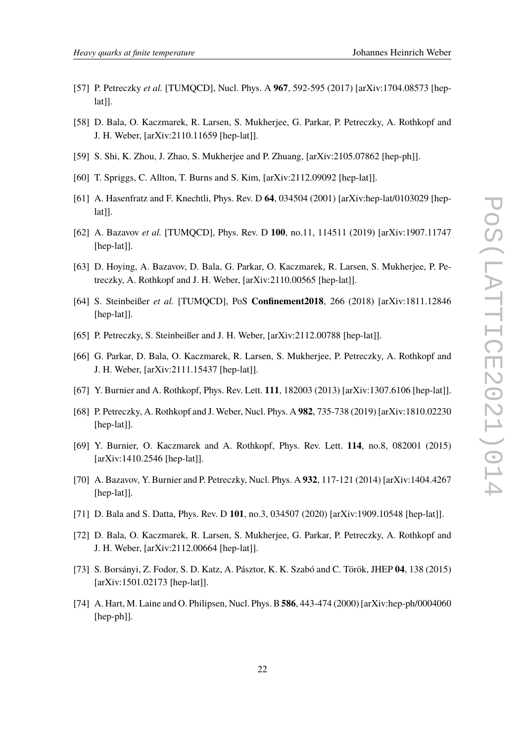[57] P. Petreczky *et al.* [TUMQCD], Nucl. Phys. A **967**, 592-595 (2017) [arXiv:1704.08573 [hep-lat]].

[58] D. Bala, O. Kaczmarek, R. Larsen, S. Mukherjee, G. Parkar, P. Petreczky, A. Rothkopf and J. H. Weber, [arXiv:2110.11659 [hep-lat]].

[59] S. Shi, K. Zhou, J. Zhao, S. Mukherjee and P. Zhuang, [arXiv:2105.07862 [hep-ph]].

[60] T. Spriggs, C. Allton, T. Burns and S. Kim, [arXiv:2112.09092 [hep-lat]].

[61] A. Hasenfratz and F. Knechtli, Phys. Rev. D **64**, 034504 (2001) [arXiv:hep-lat/0103029 [hep-lat]].

[62] A. Bazavov *et al.* [TUMQCD], Phys. Rev. D **100**, no.11, 114511 (2019) [arXiv:1907.11747 [hep-lat]].

[63] D. Hoying, A. Bazavov, D. Bala, G. Parkar, O. Kaczmarek, R. Larsen, S. Mukherjee, P. Petreczky, A. Rothkopf and J. H. Weber, [arXiv:2110.00565 [hep-lat]].

[64] S. Steinbeißer *et al.* [TUMQCD], PoS **Confinement2018**, 266 (2018) [arXiv:1811.12846 [hep-lat]].

[65] P. Petreczky, S. Steinbeißer and J. H. Weber, [arXiv:2112.00788 [hep-lat]].

[66] G. Parkar, D. Bala, O. Kaczmarek, R. Larsen, S. Mukherjee, P. Petreczky, A. Rothkopf and J. H. Weber, [arXiv:2111.15437 [hep-lat]].

[67] Y. Burnier and A. Rothkopf, Phys. Rev. Lett. **111**, 182003 (2013) [arXiv:1307.6106 [hep-lat]].

[68] P. Petreczky, A. Rothkopf and J. Weber, Nucl. Phys. A **982**, 735-738 (2019) [arXiv:1810.02230 [hep-lat]].

[69] Y. Burnier, O. Kaczmarek and A. Rothkopf, Phys. Rev. Lett. **114**, no.8, 082001 (2015) [arXiv:1410.2546 [hep-lat]].

[70] A. Bazavov, Y. Burnier and P. Petreczky, Nucl. Phys. A **932**, 117-121 (2014) [arXiv:1404.4267 [hep-lat]].

[71] D. Bala and S. Datta, Phys. Rev. D **101**, no.3, 034507 (2020) [arXiv:1909.10548 [hep-lat]].

[72] D. Bala, O. Kaczmarek, R. Larsen, S. Mukherjee, G. Parkar, P. Petreczky, A. Rothkopf and J. H. Weber, [arXiv:2112.00664 [hep-lat]].

[73] S. Borsányi, Z. Fodor, S. D. Katz, A. Pásztor, K. K. Szabó and C. Török, JHEP **04**, 138 (2015) [arXiv:1501.02173 [hep-lat]].

[74] A. Hart, M. Laine and O. Philipsen, Nucl. Phys. B **586**, 443-474 (2000) [arXiv:hep-ph/0004060 [hep-ph]].